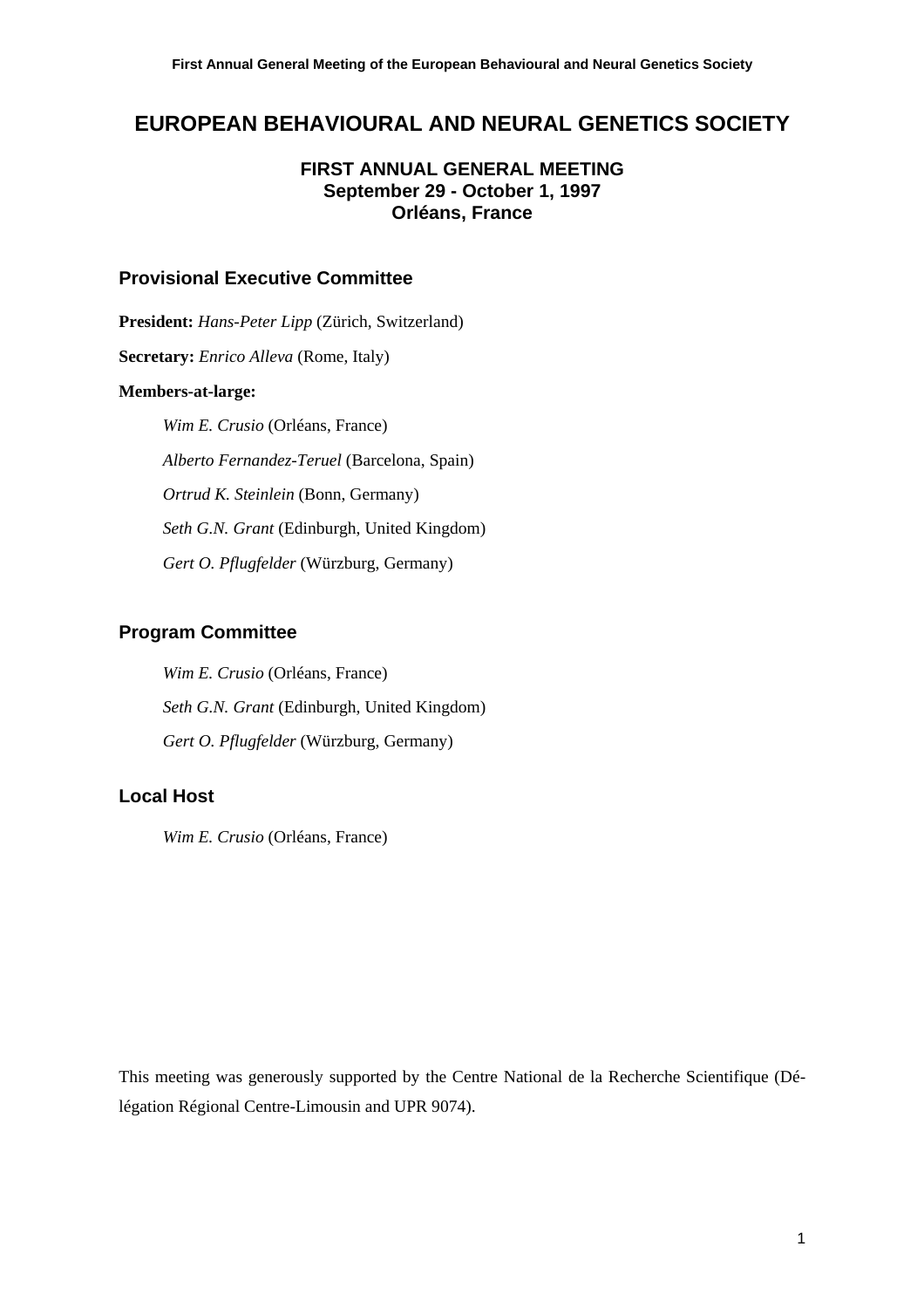# EUROPEAN BEHAVIOURAL AND NEURAL GENETICS SOCIETY

## FIRST ANNUAL GENERAL MEETING
## September 29 - October 1, 1997
## Orléans, France

### Provisional Executive Committee

**President:** *Hans-Peter Lipp* (Zürich, Switzerland)

**Secretary:** *Enrico Alleva* (Rome, Italy)

**Members-at-large:**

*Wim E. Crusio* (Orléans, France)

*Alberto Fernandez-Teruel* (Barcelona, Spain)

*Ortrud K. Steinlein* (Bonn, Germany)

*Seth G.N. Grant* (Edinburgh, United Kingdom)

*Gert O. Pflugfelder* (Würzburg, Germany)

### Program Committee

*Wim E. Crusio* (Orléans, France)

*Seth G.N. Grant* (Edinburgh, United Kingdom)

*Gert O. Pflugfelder* (Würzburg, Germany)

### Local Host

*Wim E. Crusio* (Orléans, France)

This meeting was generously supported by the Centre National de la Recherche Scientifique (Délégation Régional Centre-Limousin and UPR 9074).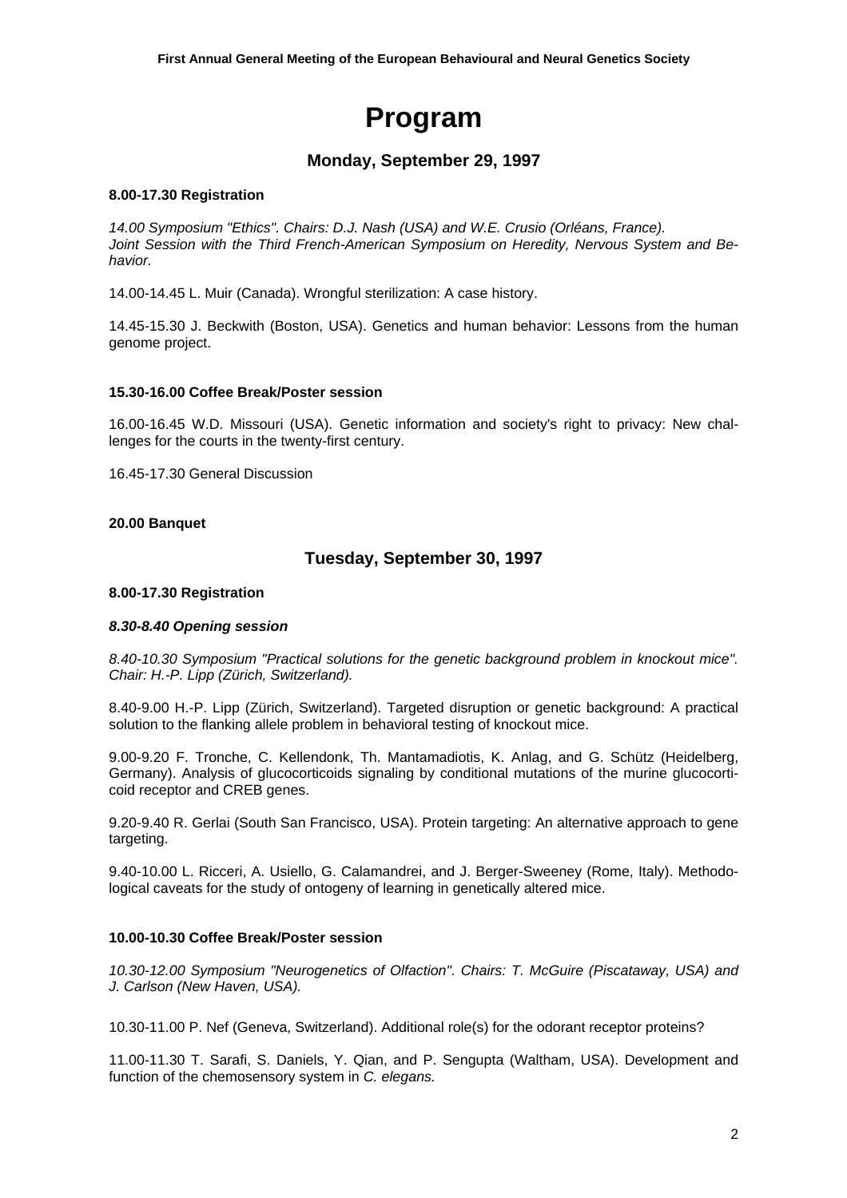# Program

## Monday, September 29, 1997

**8.00-17.30 Registration**

*14.00 Symposium "Ethics". Chairs: D.J. Nash (USA) and W.E. Crusio (Orléans, France). Joint Session with the Third French-American Symposium on Heredity, Nervous System and Behavior.*

14.00-14.45 L. Muir (Canada). Wrongful sterilization: A case history.

14.45-15.30 J. Beckwith (Boston, USA). Genetics and human behavior: Lessons from the human genome project.

**15.30-16.00 Coffee Break/Poster session**

16.00-16.45 W.D. Missouri (USA). Genetic information and society's right to privacy: New challenges for the courts in the twenty-first century.

16.45-17.30 General Discussion

**20.00 Banquet**

## Tuesday, September 30, 1997

**8.00-17.30 Registration**

***8.30-8.40 Opening session***

*8.40-10.30 Symposium "Practical solutions for the genetic background problem in knockout mice". Chair: H.-P. Lipp (Zürich, Switzerland).*

8.40-9.00 H.-P. Lipp (Zürich, Switzerland). Targeted disruption or genetic background: A practical solution to the flanking allele problem in behavioral testing of knockout mice.

9.00-9.20 F. Tronche, C. Kellendonk, Th. Mantamadiotis, K. Anlag, and G. Schütz (Heidelberg, Germany). Analysis of glucocorticoids signaling by conditional mutations of the murine glucocorticoid receptor and CREB genes.

9.20-9.40 R. Gerlai (South San Francisco, USA). Protein targeting: An alternative approach to gene targeting.

9.40-10.00 L. Ricceri, A. Usiello, G. Calamandrei, and J. Berger-Sweeney (Rome, Italy). Methodological caveats for the study of ontogeny of learning in genetically altered mice.

**10.00-10.30 Coffee Break/Poster session**

*10.30-12.00 Symposium "Neurogenetics of Olfaction". Chairs: T. McGuire (Piscataway, USA) and J. Carlson (New Haven, USA).*

10.30-11.00 P. Nef (Geneva, Switzerland). Additional role(s) for the odorant receptor proteins?

11.00-11.30 T. Sarafi, S. Daniels, Y. Qian, and P. Sengupta (Waltham, USA). Development and function of the chemosensory system in *C. elegans.*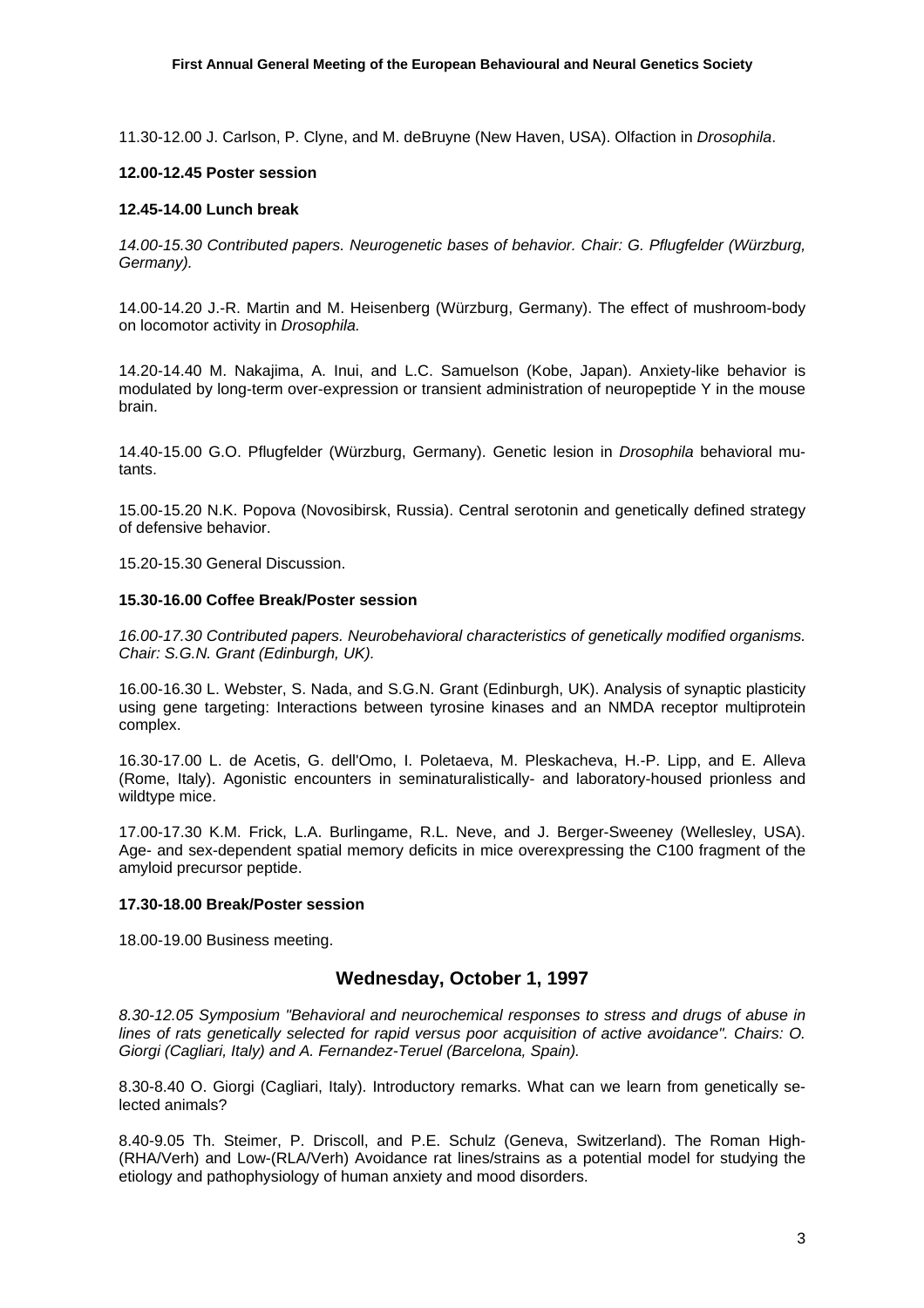11.30-12.00 J. Carlson, P. Clyne, and M. deBruyne (New Haven, USA). Olfaction in *Drosophila*.

**12.00-12.45 Poster session**

**12.45-14.00 Lunch break**

*14.00-15.30 Contributed papers. Neurogenetic bases of behavior. Chair: G. Pflugfelder (Würzburg, Germany).*

14.00-14.20 J.-R. Martin and M. Heisenberg (Würzburg, Germany). The effect of mushroom-body on locomotor activity in *Drosophila.*

14.20-14.40 M. Nakajima, A. Inui, and L.C. Samuelson (Kobe, Japan). Anxiety-like behavior is modulated by long-term over-expression or transient administration of neuropeptide Y in the mouse brain.

14.40-15.00 G.O. Pflugfelder (Würzburg, Germany). Genetic lesion in *Drosophila* behavioral mutants.

15.00-15.20 N.K. Popova (Novosibirsk, Russia). Central serotonin and genetically defined strategy of defensive behavior.

15.20-15.30 General Discussion.

**15.30-16.00 Coffee Break/Poster session**

*16.00-17.30 Contributed papers. Neurobehavioral characteristics of genetically modified organisms. Chair: S.G.N. Grant (Edinburgh, UK).*

16.00-16.30 L. Webster, S. Nada, and S.G.N. Grant (Edinburgh, UK). Analysis of synaptic plasticity using gene targeting: Interactions between tyrosine kinases and an NMDA receptor multiprotein complex.

16.30-17.00 L. de Acetis, G. dell'Omo, I. Poletaeva, M. Pleskacheva, H.-P. Lipp, and E. Alleva (Rome, Italy). Agonistic encounters in seminaturalistically- and laboratory-housed prionless and wildtype mice.

17.00-17.30 K.M. Frick, L.A. Burlingame, R.L. Neve, and J. Berger-Sweeney (Wellesley, USA). Age- and sex-dependent spatial memory deficits in mice overexpressing the C100 fragment of the amyloid precursor peptide.

**17.30-18.00 Break/Poster session**

18.00-19.00 Business meeting.

## Wednesday, October 1, 1997

*8.30-12.05 Symposium "Behavioral and neurochemical responses to stress and drugs of abuse in lines of rats genetically selected for rapid versus poor acquisition of active avoidance". Chairs: O. Giorgi (Cagliari, Italy) and A. Fernandez-Teruel (Barcelona, Spain).*

8.30-8.40 O. Giorgi (Cagliari, Italy). Introductory remarks. What can we learn from genetically selected animals?

8.40-9.05 Th. Steimer, P. Driscoll, and P.E. Schulz (Geneva, Switzerland). The Roman High-(RHA/Verh) and Low-(RLA/Verh) Avoidance rat lines/strains as a potential model for studying the etiology and pathophysiology of human anxiety and mood disorders.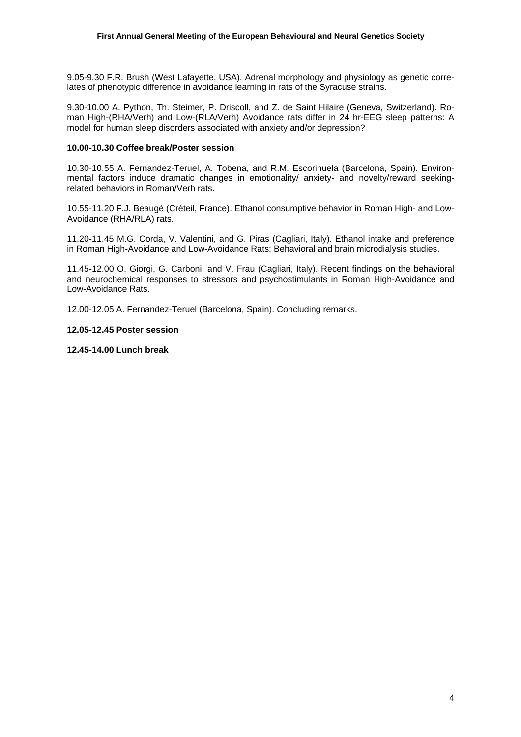9.05-9.30 F.R. Brush (West Lafayette, USA). Adrenal morphology and physiology as genetic correlates of phenotypic difference in avoidance learning in rats of the Syracuse strains.

9.30-10.00 A. Python, Th. Steimer, P. Driscoll, and Z. de Saint Hilaire (Geneva, Switzerland). Roman High-(RHA/Verh) and Low-(RLA/Verh) Avoidance rats differ in 24 hr-EEG sleep patterns: A model for human sleep disorders associated with anxiety and/or depression?

**10.00-10.30 Coffee break/Poster session**

10.30-10.55 A. Fernandez-Teruel, A. Tobena, and R.M. Escorihuela (Barcelona, Spain). Environmental factors induce dramatic changes in emotionality/ anxiety- and novelty/reward seeking-related behaviors in Roman/Verh rats.

10.55-11.20 F.J. Beaugé (Créteil, France). Ethanol consumptive behavior in Roman High- and Low-Avoidance (RHA/RLA) rats.

11.20-11.45 M.G. Corda, V. Valentini, and G. Piras (Cagliari, Italy). Ethanol intake and preference in Roman High-Avoidance and Low-Avoidance Rats: Behavioral and brain microdialysis studies.

11.45-12.00 O. Giorgi, G. Carboni, and V. Frau (Cagliari, Italy). Recent findings on the behavioral and neurochemical responses to stressors and psychostimulants in Roman High-Avoidance and Low-Avoidance Rats.

12.00-12.05 A. Fernandez-Teruel (Barcelona, Spain). Concluding remarks.

**12.05-12.45 Poster session**

**12.45-14.00 Lunch break**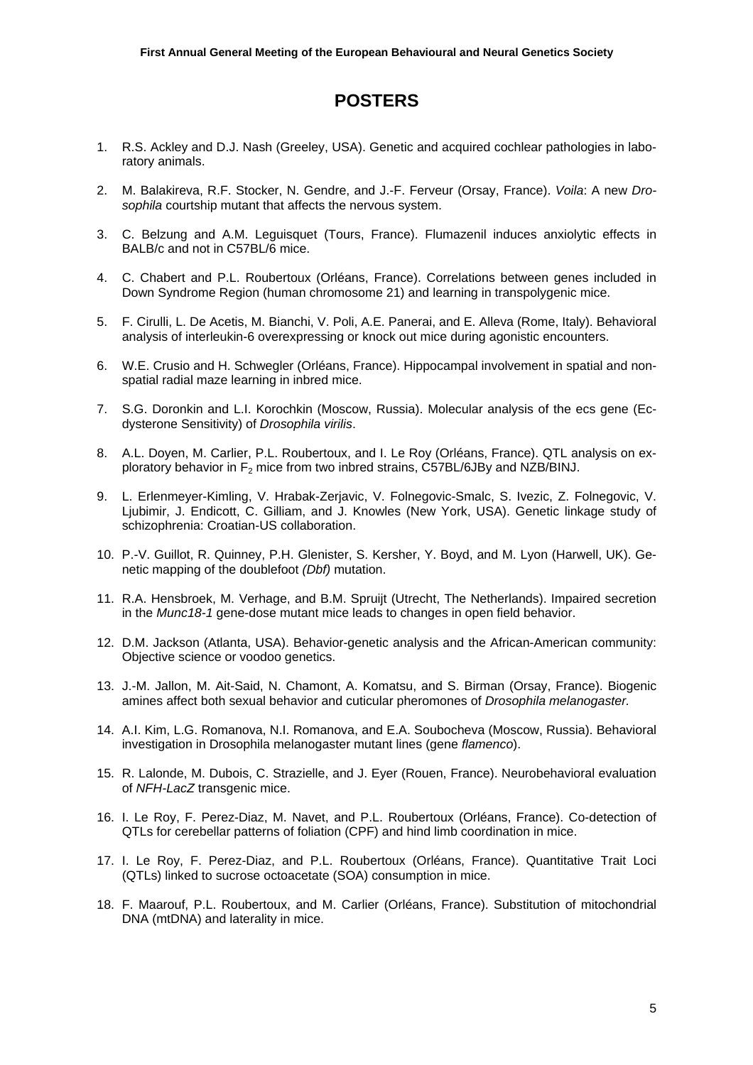# POSTERS

1. R.S. Ackley and D.J. Nash (Greeley, USA). Genetic and acquired cochlear pathologies in laboratory animals.

2. M. Balakireva, R.F. Stocker, N. Gendre, and J.-F. Ferveur (Orsay, France). *Voila*: A new *Drosophila* courtship mutant that affects the nervous system.

3. C. Belzung and A.M. Leguisquet (Tours, France). Flumazenil induces anxiolytic effects in BALB/c and not in C57BL/6 mice.

4. C. Chabert and P.L. Roubertoux (Orléans, France). Correlations between genes included in Down Syndrome Region (human chromosome 21) and learning in transpolygenic mice.

5. F. Cirulli, L. De Acetis, M. Bianchi, V. Poli, A.E. Panerai, and E. Alleva (Rome, Italy). Behavioral analysis of interleukin-6 overexpressing or knock out mice during agonistic encounters.

6. W.E. Crusio and H. Schwegler (Orléans, France). Hippocampal involvement in spatial and non-spatial radial maze learning in inbred mice.

7. S.G. Doronkin and L.I. Korochkin (Moscow, Russia). Molecular analysis of the ecs gene (Ecdysterone Sensitivity) of *Drosophila virilis*.

8. A.L. Doyen, M. Carlier, P.L. Roubertoux, and I. Le Roy (Orléans, France). QTL analysis on exploratory behavior in $F_2$ mice from two inbred strains, C57BL/6JBy and NZB/BINJ.

9. L. Erlenmeyer-Kimling, V. Hrabak-Zerjavic, V. Folnegovic-Smalc, S. Ivezic, Z. Folnegovic, V. Ljubimir, J. Endicott, C. Gilliam, and J. Knowles (New York, USA). Genetic linkage study of schizophrenia: Croatian-US collaboration.

10. P.-V. Guillot, R. Quinney, P.H. Glenister, S. Kersher, Y. Boyd, and M. Lyon (Harwell, UK). Genetic mapping of the doublefoot *(Dbf)* mutation.

11. R.A. Hensbroek, M. Verhage, and B.M. Spruijt (Utrecht, The Netherlands). Impaired secretion in the *Munc18-1* gene-dose mutant mice leads to changes in open field behavior.

12. D.M. Jackson (Atlanta, USA). Behavior-genetic analysis and the African-American community: Objective science or voodoo genetics.

13. J.-M. Jallon, M. Ait-Said, N. Chamont, A. Komatsu, and S. Birman (Orsay, France). Biogenic amines affect both sexual behavior and cuticular pheromones of *Drosophila melanogaster.*

14. A.I. Kim, L.G. Romanova, N.I. Romanova, and E.A. Soubocheva (Moscow, Russia). Behavioral investigation in Drosophila melanogaster mutant lines (gene *flamenco*).

15. R. Lalonde, M. Dubois, C. Strazielle, and J. Eyer (Rouen, France). Neurobehavioral evaluation of *NFH-LacZ* transgenic mice.

16. I. Le Roy, F. Perez-Diaz, M. Navet, and P.L. Roubertoux (Orléans, France). Co-detection of QTLs for cerebellar patterns of foliation (CPF) and hind limb coordination in mice.

17. I. Le Roy, F. Perez-Diaz, and P.L. Roubertoux (Orléans, France). Quantitative Trait Loci (QTLs) linked to sucrose octoacetate (SOA) consumption in mice.

18. F. Maarouf, P.L. Roubertoux, and M. Carlier (Orléans, France). Substitution of mitochondrial DNA (mtDNA) and laterality in mice.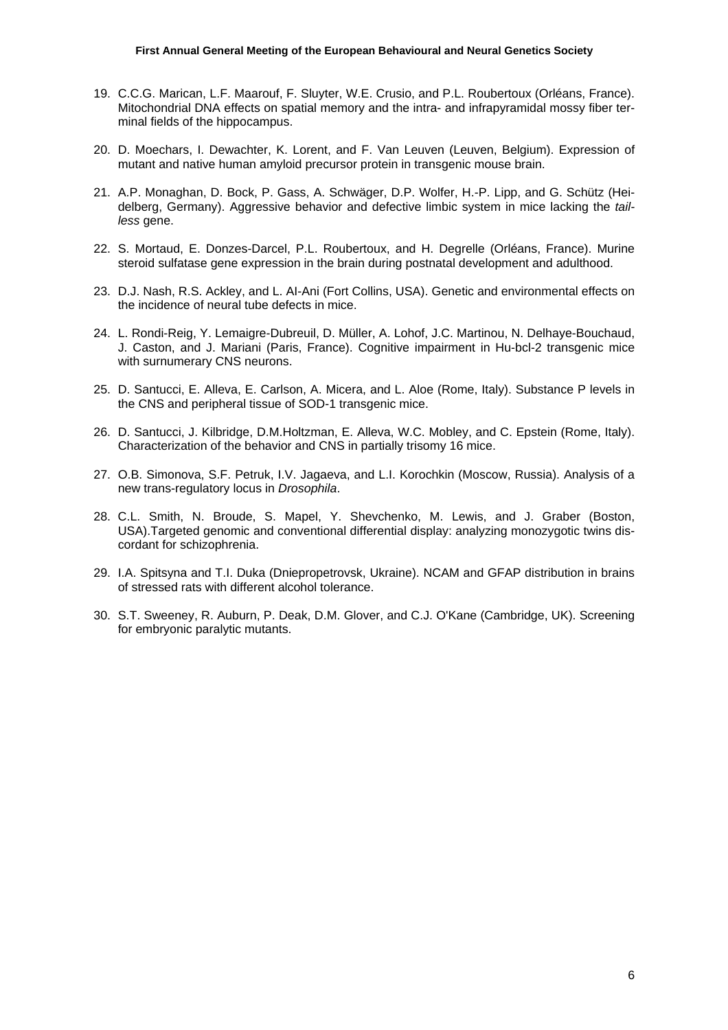19. C.C.G. Marican, L.F. Maarouf, F. Sluyter, W.E. Crusio, and P.L. Roubertoux (Orléans, France). Mitochondrial DNA effects on spatial memory and the intra- and infrapyramidal mossy fiber terminal fields of the hippocampus.

20. D. Moechars, I. Dewachter, K. Lorent, and F. Van Leuven (Leuven, Belgium). Expression of mutant and native human amyloid precursor protein in transgenic mouse brain.

21. A.P. Monaghan, D. Bock, P. Gass, A. Schwäger, D.P. Wolfer, H.-P. Lipp, and G. Schütz (Heidelberg, Germany). Aggressive behavior and defective limbic system in mice lacking the *tailless* gene.

22. S. Mortaud, E. Donzes-Darcel, P.L. Roubertoux, and H. Degrelle (Orléans, France). Murine steroid sulfatase gene expression in the brain during postnatal development and adulthood.

23. D.J. Nash, R.S. Ackley, and L. Al-Ani (Fort Collins, USA). Genetic and environmental effects on the incidence of neural tube defects in mice.

24. L. Rondi-Reig, Y. Lemaigre-Dubreuil, D. Müller, A. Lohof, J.C. Martinou, N. Delhaye-Bouchaud, J. Caston, and J. Mariani (Paris, France). Cognitive impairment in Hu-bcl-2 transgenic mice with surnumerary CNS neurons.

25. D. Santucci, E. Alleva, E. Carlson, A. Micera, and L. Aloe (Rome, Italy). Substance P levels in the CNS and peripheral tissue of SOD-1 transgenic mice.

26. D. Santucci, J. Kilbridge, D.M.Holtzman, E. Alleva, W.C. Mobley, and C. Epstein (Rome, Italy). Characterization of the behavior and CNS in partially trisomy 16 mice.

27. O.B. Simonova, S.F. Petruk, I.V. Jagaeva, and L.I. Korochkin (Moscow, Russia). Analysis of a new trans-regulatory locus in *Drosophila*.

28. C.L. Smith, N. Broude, S. Mapel, Y. Shevchenko, M. Lewis, and J. Graber (Boston, USA).Targeted genomic and conventional differential display: analyzing monozygotic twins discordant for schizophrenia.

29. I.A. Spitsyna and T.I. Duka (Dniepropetrovsk, Ukraine). NCAM and GFAP distribution in brains of stressed rats with different alcohol tolerance.

30. S.T. Sweeney, R. Auburn, P. Deak, D.M. Glover, and C.J. O'Kane (Cambridge, UK). Screening for embryonic paralytic mutants.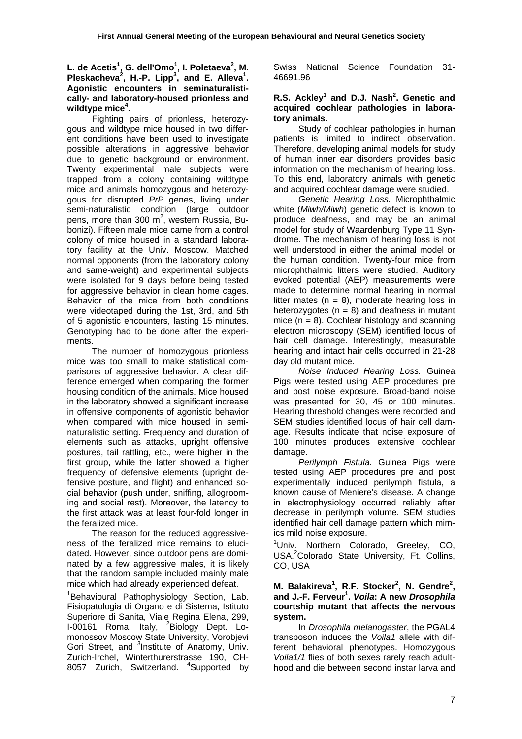**L. de Acetis[1], G. dell'Omo[1], I. Poletaeva[2], M. Pleskacheva[2], H.-P. Lipp[3], and E. Alleva[1]. Agonistic encounters in seminaturalistically- and laboratory-housed prionless and wildtype mice[4].**

Fighting pairs of prionless, heterozygous and wildtype mice housed in two different conditions have been used to investigate possible alterations in aggressive behavior due to genetic background or environment. Twenty experimental male subjects were trapped from a colony containing wildtype mice and animals homozygous and heterozygous for disrupted *PrP* genes, living under semi-naturalistic condition (large outdoor pens, more than 300 m$^2$, western Russia, Bubonizi). Fifteen male mice came from a control colony of mice housed in a standard laboratory facility at the Univ. Moscow. Matched normal opponents (from the laboratory colony and same-weight) and experimental subjects were isolated for 9 days before being tested for aggressive behavior in clean home cages. Behavior of the mice from both conditions were videotaped during the 1st, 3rd, and 5th of 5 agonistic encounters, lasting 15 minutes. Genotyping had to be done after the experiments.

The number of homozygous prionless mice was too small to make statistical comparisons of aggressive behavior. A clear difference emerged when comparing the former housing condition of the animals. Mice housed in the laboratory showed a significant increase in offensive components of agonistic behavior when compared with mice housed in semi-naturalistic setting. Frequency and duration of elements such as attacks, upright offensive postures, tail rattling, etc., were higher in the first group, while the latter showed a higher frequency of defensive elements (upright defensive posture, and flight) and enhanced social behavior (push under, sniffing, allogrooming and social rest). Moreover, the latency to the first attack was at least four-fold longer in the feralized mice.

The reason for the reduced aggressiveness of the feralized mice remains to elucidated. However, since outdoor pens are dominated by a few aggressive males, it is likely that the random sample included mainly male mice which had already experienced defeat.

[1]Behavioural Pathophysiology Section, Lab. Fisiopatologia di Organo e di Sistema, Istituto Superiore di Sanita, Viale Regina Elena, 299, I-00161 Roma, Italy, [2]Biology Dept. Lomonossov Moscow State University, Vorobjevi Gori Street, and [3]Institute of Anatomy, Univ. Zurich-Irchel, Winterthurerstrasse 190, CH-8057 Zurich, Switzerland. [4]Supported by Swiss National Science Foundation 31-46691.96

**R.S. Ackley[1] and D.J. Nash[2]. Genetic and acquired cochlear pathologies in laboratory animals.**

Study of cochlear pathologies in human patients is limited to indirect observation. Therefore, developing animal models for study of human inner ear disorders provides basic information on the mechanism of hearing loss. To this end, laboratory animals with genetic and acquired cochlear damage were studied.

*Genetic Hearing Loss.* Microphthalmic white (*Miwh/Miwh*) genetic defect is known to produce deafness, and may be an animal model for study of Waardenburg Type 11 Syndrome. The mechanism of hearing loss is not well understood in either the animal model or the human condition. Twenty-four mice from microphthalmic litters were studied. Auditory evoked potential (AEP) measurements were made to determine normal hearing in normal litter mates ($n = 8$), moderate hearing loss in heterozygotes ($n = 8$) and deafness in mutant mice ($n = 8$). Cochlear histology and scanning electron microscopy (SEM) identified locus of hair cell damage. Interestingly, measurable hearing and intact hair cells occurred in 21-28 day old mutant mice.

*Noise Induced Hearing Loss.* Guinea Pigs were tested using AEP procedures pre and post noise exposure. Broad-band noise was presented for 30, 45 or 100 minutes. Hearing threshold changes were recorded and SEM studies identified locus of hair cell damage. Results indicate that noise exposure of 100 minutes produces extensive cochlear damage.

*Perilymph Fistula.* Guinea Pigs were tested using AEP procedures pre and post experimentally induced perilymph fistula, a known cause of Meniere's disease. A change in electrophysiology occurred reliably after decrease in perilymph volume. SEM studies identified hair cell damage pattern which mimics mild noise exposure.

[1]Univ. Northern Colorado, Greeley, CO, USA.[2]Colorado State University, Ft. Collins, CO, USA

**M. Balakireva[1], R.F. Stocker[2], N. Gendre[2], and J.-F. Ferveur[1]. *Voila*: A new *Drosophila* courtship mutant that affects the nervous system.**

In *Drosophila melanogaster*, the PGAL4 transposon induces the *Voila1* allele with different behavioral phenotypes. Homozygous *Voila1/1* flies of both sexes rarely reach adulthood and die between second instar larva and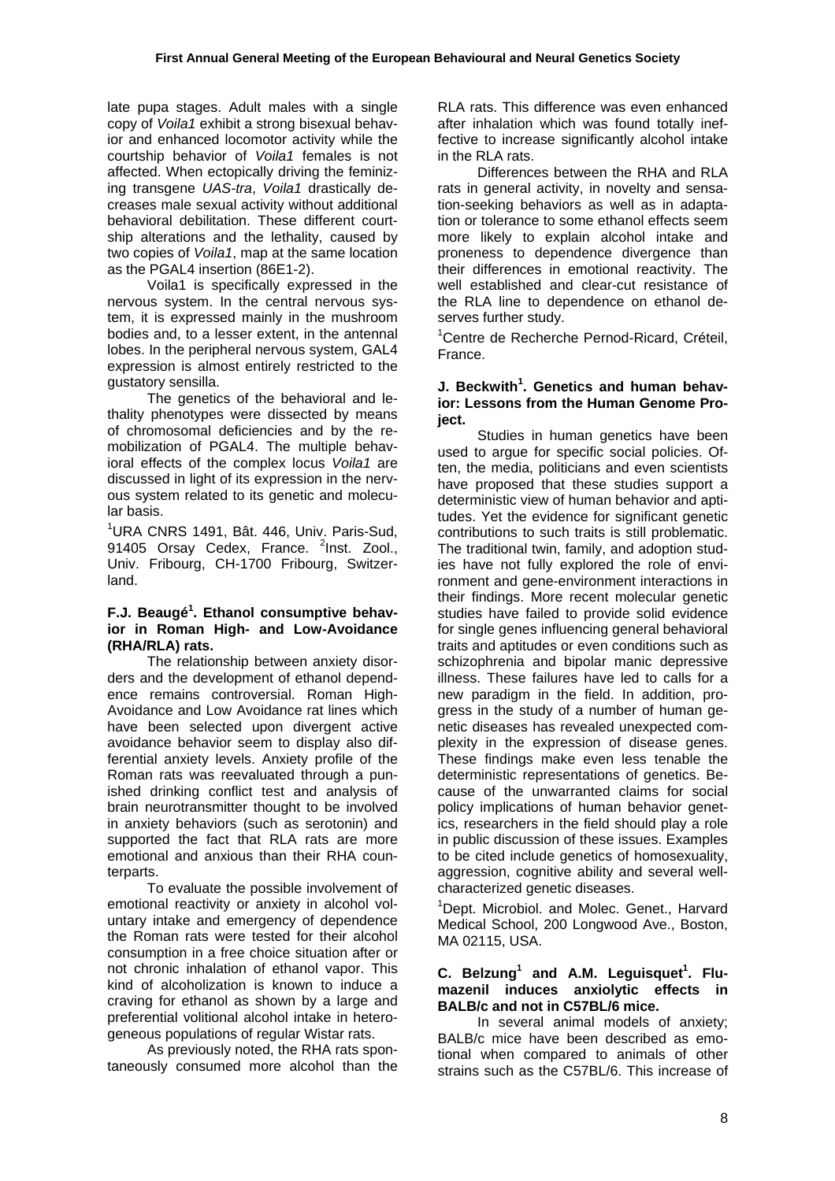late pupa stages. Adult males with a single copy of *Voila1* exhibit a strong bisexual behavior and enhanced locomotor activity while the courtship behavior of *Voila1* females is not affected. When ectopically driving the feminizing transgene *UAS-tra*, *Voila1* drastically decreases male sexual activity without additional behavioral debilitation. These different courtship alterations and the lethality, caused by two copies of *Voila1*, map at the same location as the PGAL4 insertion (86E1-2).

Voila1 is specifically expressed in the nervous system. In the central nervous system, it is expressed mainly in the mushroom bodies and, to a lesser extent, in the antennal lobes. In the peripheral nervous system, GAL4 expression is almost entirely restricted to the gustatory sensilla.

The genetics of the behavioral and lethality phenotypes were dissected by means of chromosomal deficiencies and by the remobilization of PGAL4. The multiple behavioral effects of the complex locus *Voila1* are discussed in light of its expression in the nervous system related to its genetic and molecular basis.

[1]URA CNRS 1491, Bât. 446, Univ. Paris-Sud, 91405 Orsay Cedex, France. [2]Inst. Zool., Univ. Fribourg, CH-1700 Fribourg, Switzerland.

### F.J. Beaugé[1]. Ethanol consumptive behavior in Roman High- and Low-Avoidance (RHA/RLA) rats.

The relationship between anxiety disorders and the development of ethanol dependence remains controversial. Roman High-Avoidance and Low Avoidance rat lines which have been selected upon divergent active avoidance behavior seem to display also differential anxiety levels. Anxiety profile of the Roman rats was reevaluated through a punished drinking conflict test and analysis of brain neurotransmitter thought to be involved in anxiety behaviors (such as serotonin) and supported the fact that RLA rats are more emotional and anxious than their RHA counterparts.

To evaluate the possible involvement of emotional reactivity or anxiety in alcohol voluntary intake and emergency of dependence the Roman rats were tested for their alcohol consumption in a free choice situation after or not chronic inhalation of ethanol vapor. This kind of alcoholization is known to induce a craving for ethanol as shown by a large and preferential volitional alcohol intake in heterogeneous populations of regular Wistar rats.

As previously noted, the RHA rats spontaneously consumed more alcohol than the RLA rats. This difference was even enhanced after inhalation which was found totally ineffective to increase significantly alcohol intake in the RLA rats.

Differences between the RHA and RLA rats in general activity, in novelty and sensation-seeking behaviors as well as in adaptation or tolerance to some ethanol effects seem more likely to explain alcohol intake and proneness to dependence divergence than their differences in emotional reactivity. The well established and clear-cut resistance of the RLA line to dependence on ethanol deserves further study.

[1]Centre de Recherche Pernod-Ricard, Créteil, France.

### J. Beckwith[1]. Genetics and human behavior: Lessons from the Human Genome Project.

Studies in human genetics have been used to argue for specific social policies. Often, the media, politicians and even scientists have proposed that these studies support a deterministic view of human behavior and aptitudes. Yet the evidence for significant genetic contributions to such traits is still problematic. The traditional twin, family, and adoption studies have not fully explored the role of environment and gene-environment interactions in their findings. More recent molecular genetic studies have failed to provide solid evidence for single genes influencing general behavioral traits and aptitudes or even conditions such as schizophrenia and bipolar manic depressive illness. These failures have led to calls for a new paradigm in the field. In addition, progress in the study of a number of human genetic diseases has revealed unexpected complexity in the expression of disease genes. These findings make even less tenable the deterministic representations of genetics. Because of the unwarranted claims for social policy implications of human behavior genetics, researchers in the field should play a role in public discussion of these issues. Examples to be cited include genetics of homosexuality, aggression, cognitive ability and several well-characterized genetic diseases.

[1]Dept. Microbiol. and Molec. Genet., Harvard Medical School, 200 Longwood Ave., Boston, MA 02115, USA.

### C. Belzung[1] and A.M. Leguisquet[1]. Flumazenil induces anxiolytic effects in BALB/c and not in C57BL/6 mice.

In several animal models of anxiety; BALB/c mice have been described as emotional when compared to animals of other strains such as the C57BL/6. This increase of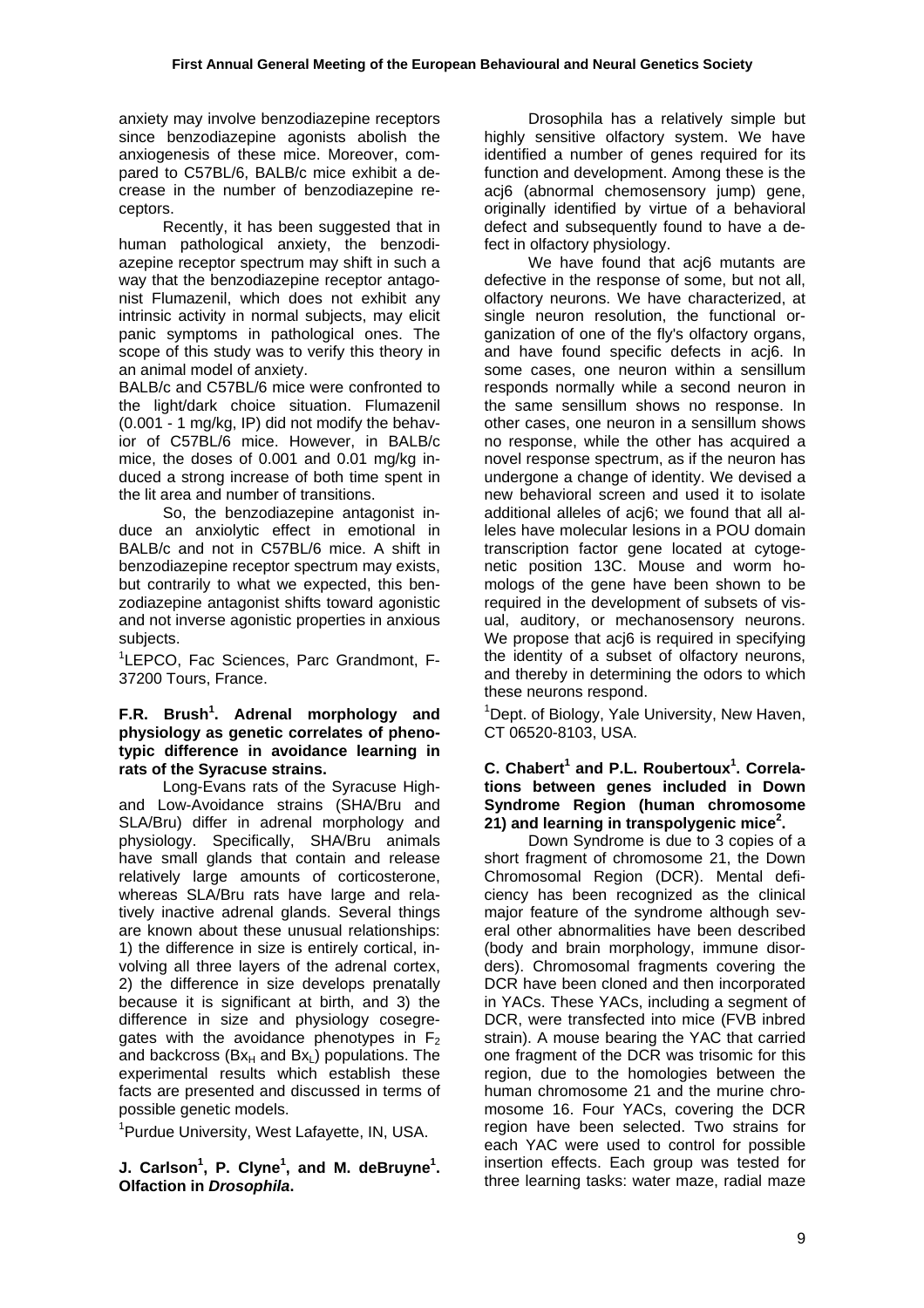anxiety may involve benzodiazepine receptors since benzodiazepine agonists abolish the anxiogenesis of these mice. Moreover, compared to C57BL/6, BALB/c mice exhibit a decrease in the number of benzodiazepine receptors.

Recently, it has been suggested that in human pathological anxiety, the benzodiazepine receptor spectrum may shift in such a way that the benzodiazepine receptor antagonist Flumazenil, which does not exhibit any intrinsic activity in normal subjects, may elicit panic symptoms in pathological ones. The scope of this study was to verify this theory in an animal model of anxiety.

BALB/c and C57BL/6 mice were confronted to the light/dark choice situation. Flumazenil (0.001 - 1 mg/kg, IP) did not modify the behavior of C57BL/6 mice. However, in BALB/c mice, the doses of 0.001 and 0.01 mg/kg induced a strong increase of both time spent in the lit area and number of transitions.

So, the benzodiazepine antagonist induce an anxiolytic effect in emotional in BALB/c and not in C57BL/6 mice. A shift in benzodiazepine receptor spectrum may exists, but contrarily to what we expected, this benzodiazepine antagonist shifts toward agonistic and not inverse agonistic properties in anxious subjects.

[1]LEPCO, Fac Sciences, Parc Grandmont, F-37200 Tours, France.

**F.R. Brush[1]. Adrenal morphology and physiology as genetic correlates of phenotypic difference in avoidance learning in rats of the Syracuse strains.**

Long-Evans rats of the Syracuse High- and Low-Avoidance strains (SHA/Bru and SLA/Bru) differ in adrenal morphology and physiology. Specifically, SHA/Bru animals have small glands that contain and release relatively large amounts of corticosterone, whereas SLA/Bru rats have large and relatively inactive adrenal glands. Several things are known about these unusual relationships: 1) the difference in size is entirely cortical, involving all three layers of the adrenal cortex, 2) the difference in size develops prenatally because it is significant at birth, and 3) the difference in size and physiology cosegregates with the avoidance phenotypes in $F_2$ and backcross ($Bx_H$ and $Bx_L$) populations. The experimental results which establish these facts are presented and discussed in terms of possible genetic models.

[1]Purdue University, West Lafayette, IN, USA.

**J. Carlson[1], P. Clyne[1], and M. deBruyne[1]. Olfaction in *Drosophila*.**

Drosophila has a relatively simple but highly sensitive olfactory system. We have identified a number of genes required for its function and development. Among these is the acj6 (abnormal chemosensory jump) gene, originally identified by virtue of a behavioral defect and subsequently found to have a defect in olfactory physiology.

We have found that acj6 mutants are defective in the response of some, but not all, olfactory neurons. We have characterized, at single neuron resolution, the functional organization of one of the fly's olfactory organs, and have found specific defects in acj6. In some cases, one neuron within a sensillum responds normally while a second neuron in the same sensillum shows no response. In other cases, one neuron in a sensillum shows no response, while the other has acquired a novel response spectrum, as if the neuron has undergone a change of identity. We devised a new behavioral screen and used it to isolate additional alleles of acj6; we found that all alleles have molecular lesions in a POU domain transcription factor gene located at cytogenetic position 13C. Mouse and worm homologs of the gene have been shown to be required in the development of subsets of visual, auditory, or mechanosensory neurons. We propose that acj6 is required in specifying the identity of a subset of olfactory neurons, and thereby in determining the odors to which these neurons respond.

[1]Dept. of Biology, Yale University, New Haven, CT 06520-8103, USA.

**C. Chabert[1] and P.L. Roubertoux[1]. Correlations between genes included in Down Syndrome Region (human chromosome 21) and learning in transpolygenic mice[2].**

Down Syndrome is due to 3 copies of a short fragment of chromosome 21, the Down Chromosomal Region (DCR). Mental deficiency has been recognized as the clinical major feature of the syndrome although several other abnormalities have been described (body and brain morphology, immune disorders). Chromosomal fragments covering the DCR have been cloned and then incorporated in YACs. These YACs, including a segment of DCR, were transfected into mice (FVB inbred strain). A mouse bearing the YAC that carried one fragment of the DCR was trisomic for this region, due to the homologies between the human chromosome 21 and the murine chromosome 16. Four YACs, covering the DCR region have been selected. Two strains for each YAC were used to control for possible insertion effects. Each group was tested for three learning tasks: water maze, radial maze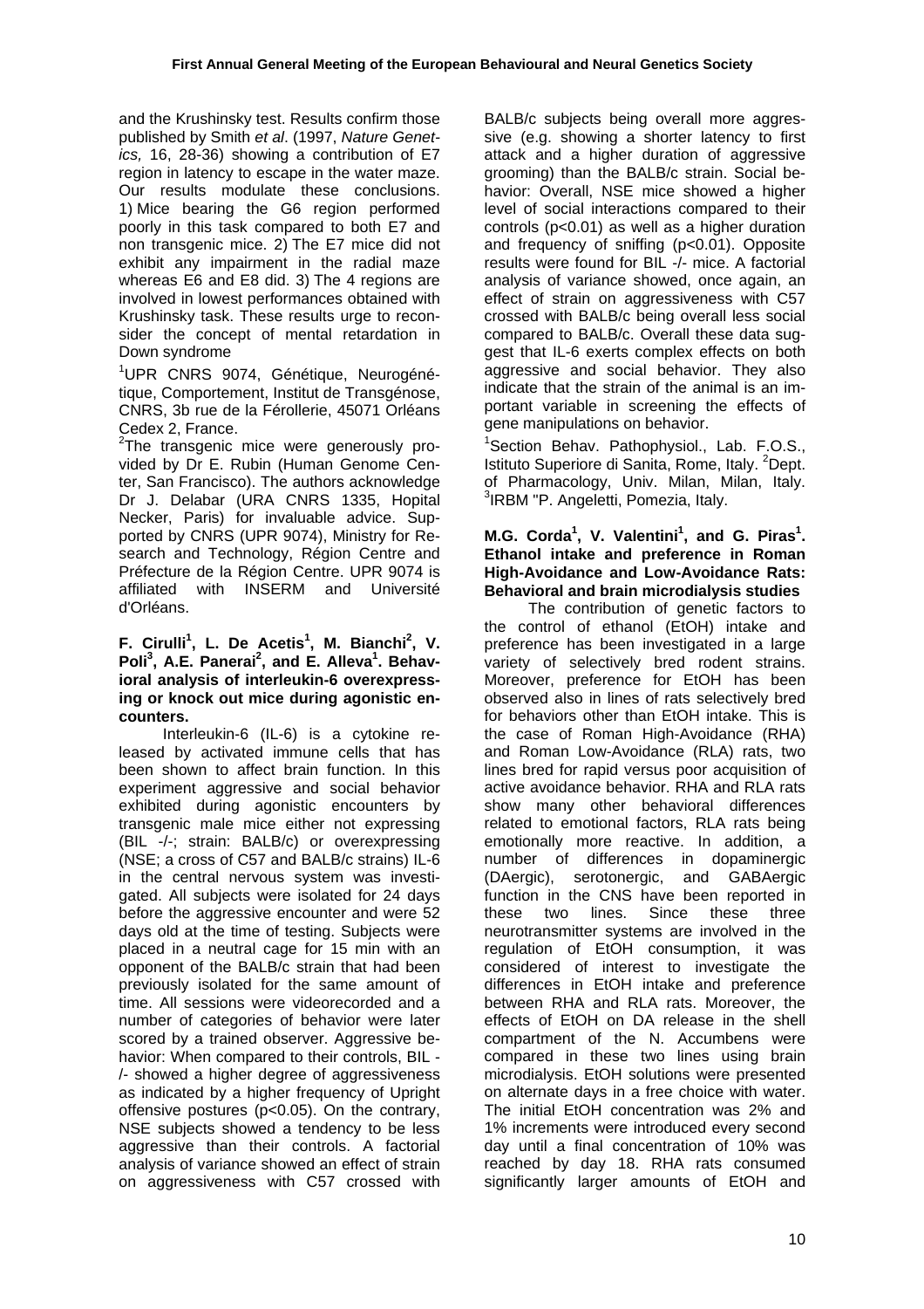and the Krushinsky test. Results confirm those published by Smith *et al*. (1997, *Nature Genetics,* 16, 28-36) showing a contribution of E7 region in latency to escape in the water maze. Our results modulate these conclusions. 1) Mice bearing the G6 region performed poorly in this task compared to both E7 and non transgenic mice. 2) The E7 mice did not exhibit any impairment in the radial maze whereas E6 and E8 did. 3) The 4 regions are involved in lowest performances obtained with Krushinsky task. These results urge to reconsider the concept of mental retardation in Down syndrome

[1]UPR CNRS 9074, Génétique, Neurogénétique, Comportement, Institut de Transgénose, CNRS, 3b rue de la Férollerie, 45071 Orléans Cedex 2, France.

[2]The transgenic mice were generously provided by Dr E. Rubin (Human Genome Center, San Francisco). The authors acknowledge Dr J. Delabar (URA CNRS 1335, Hopital Necker, Paris) for invaluable advice. Supported by CNRS (UPR 9074), Ministry for Research and Technology, Région Centre and Préfecture de la Région Centre. UPR 9074 is affiliated with INSERM and Université d'Orléans.

**F. Cirulli[1], L. De Acetis[1], M. Bianchi[2], V. Poli[3], A.E. Panerai[2], and E. Alleva[1]. Behavioral analysis of interleukin-6 overexpressing or knock out mice during agonistic encounters.**

Interleukin-6 (IL-6) is a cytokine released by activated immune cells that has been shown to affect brain function. In this experiment aggressive and social behavior exhibited during agonistic encounters by transgenic male mice either not expressing (BIL -/-; strain: BALB/c) or overexpressing (NSE; a cross of C57 and BALB/c strains) IL-6 in the central nervous system was investigated. All subjects were isolated for 24 days before the aggressive encounter and were 52 days old at the time of testing. Subjects were placed in a neutral cage for 15 min with an opponent of the BALB/c strain that had been previously isolated for the same amount of time. All sessions were videorecorded and a number of categories of behavior were later scored by a trained observer. Aggressive behavior: When compared to their controls, BIL -/- showed a higher degree of aggressiveness as indicated by a higher frequency of Upright offensive postures ($p<0.05$). On the contrary, NSE subjects showed a tendency to be less aggressive than their controls. A factorial analysis of variance showed an effect of strain on aggressiveness with C57 crossed with BALB/c subjects being overall more aggressive (e.g. showing a shorter latency to first attack and a higher duration of aggressive grooming) than the BALB/c strain. Social behavior: Overall, NSE mice showed a higher level of social interactions compared to their controls ($p<0.01$) as well as a higher duration and frequency of sniffing ($p<0.01$). Opposite results were found for BIL -/- mice. A factorial analysis of variance showed, once again, an effect of strain on aggressiveness with C57 crossed with BALB/c being overall less social compared to BALB/c. Overall these data suggest that IL-6 exerts complex effects on both aggressive and social behavior. They also indicate that the strain of the animal is an important variable in screening the effects of gene manipulations on behavior.

[1]Section Behav. Pathophysiol., Lab. F.O.S., Istituto Superiore di Sanita, Rome, Italy. [2]Dept. of Pharmacology, Univ. Milan, Milan, Italy. [3]IRBM "P. Angeletti, Pomezia, Italy.

**M.G. Corda[1], V. Valentini[1], and G. Piras[1]. Ethanol intake and preference in Roman High-Avoidance and Low-Avoidance Rats: Behavioral and brain microdialysis studies**

The contribution of genetic factors to the control of ethanol (EtOH) intake and preference has been investigated in a large variety of selectively bred rodent strains. Moreover, preference for EtOH has been observed also in lines of rats selectively bred for behaviors other than EtOH intake. This is the case of Roman High-Avoidance (RHA) and Roman Low-Avoidance (RLA) rats, two lines bred for rapid versus poor acquisition of active avoidance behavior. RHA and RLA rats show many other behavioral differences related to emotional factors, RLA rats being emotionally more reactive. In addition, a number of differences in dopaminergic (DAergic), serotonergic, and GABAergic function in the CNS have been reported in these two lines. Since these three neurotransmitter systems are involved in the regulation of EtOH consumption, it was considered of interest to investigate the differences in EtOH intake and preference between RHA and RLA rats. Moreover, the effects of EtOH on DA release in the shell compartment of the N. Accumbens were compared in these two lines using brain microdialysis. EtOH solutions were presented on alternate days in a free choice with water. The initial EtOH concentration was 2% and 1% increments were introduced every second day until a final concentration of 10% was reached by day 18. RHA rats consumed significantly larger amounts of EtOH and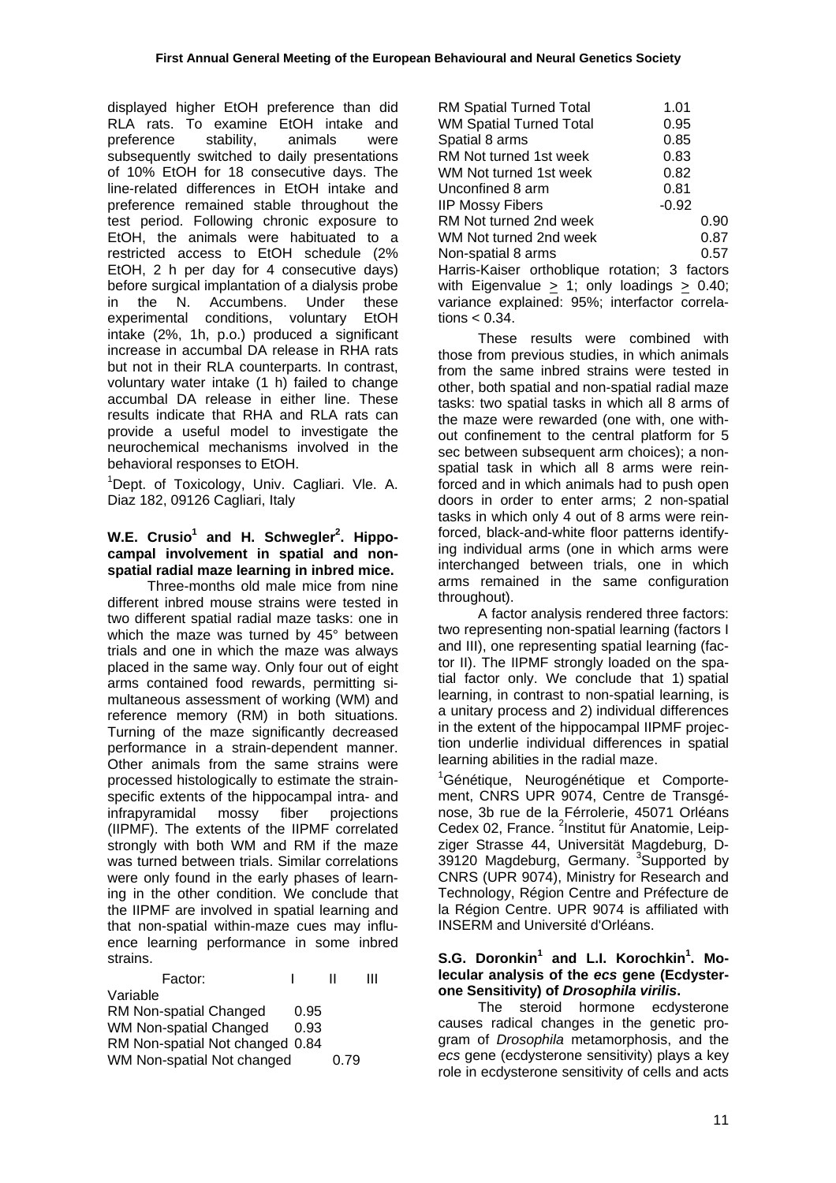displayed higher EtOH preference than did RLA rats. To examine EtOH intake and preference stability, animals were subsequently switched to daily presentations of 10% EtOH for 18 consecutive days. The line-related differences in EtOH intake and preference remained stable throughout the test period. Following chronic exposure to EtOH, the animals were habituated to a restricted access to EtOH schedule (2% EtOH, 2 h per day for 4 consecutive days) before surgical implantation of a dialysis probe in the N. Accumbens. Under these experimental conditions, voluntary EtOH intake (2%, 1h, p.o.) produced a significant increase in accumbal DA release in RHA rats but not in their RLA counterparts. In contrast, voluntary water intake (1 h) failed to change accumbal DA release in either line. These results indicate that RHA and RLA rats can provide a useful model to investigate the neurochemical mechanisms involved in the behavioral responses to EtOH.

[1]Dept. of Toxicology, Univ. Cagliari. Vle. A. Diaz 182, 09126 Cagliari, Italy

**W.E. Crusio[1] and H. Schwegler[2]. Hippocampal involvement in spatial and non-spatial radial maze learning in inbred mice.**

Three-months old male mice from nine different inbred mouse strains were tested in two different spatial radial maze tasks: one in which the maze was turned by 45° between trials and one in which the maze was always placed in the same way. Only four out of eight arms contained food rewards, permitting simultaneous assessment of working (WM) and reference memory (RM) in both situations. Turning of the maze significantly decreased performance in a strain-dependent manner. Other animals from the same strains were processed histologically to estimate the strain-specific extents of the hippocampal intra- and infrapyramidal mossy fiber projections (IIPMF). The extents of the IIPMF correlated strongly with both WM and RM if the maze was turned between trials. Similar correlations were only found in the early phases of learning in the other condition. We conclude that the IIPMF are involved in spatial learning and that non-spatial within-maze cues may influence learning performance in some inbred strains.

| Factor: | I | II | III |
|---|---|---|---|
| Variable | | | |
| RM Non-spatial Changed | 0.95 | | |
| WM Non-spatial Changed | 0.93 | | |
| RM Non-spatial Not changed | 0.84 | | |
| WM Non-spatial Not changed | | 0.79 | |
| RM Spatial Turned Total | | 1.01 | |
| WM Spatial Turned Total | | 0.95 | |
| Spatial 8 arms | | 0.85 | |
| RM Not turned 1st week | | 0.83 | |
| WM Not turned 1st week | | 0.82 | |
| Unconfined 8 arm | | 0.81 | |
| IIP Mossy Fibers | | -0.92 | |
| RM Not turned 2nd week | | | 0.90 |
| WM Not turned 2nd week | | | 0.87 |
| Non-spatial 8 arms | | | 0.57 |

Harris-Kaiser orthoblique rotation; 3 factors with Eigenvalue $\geq$ 1; only loadings $\geq$ 0.40; variance explained: 95%; interfactor correlations < 0.34.

These results were combined with those from previous studies, in which animals from the same inbred strains were tested in other, both spatial and non-spatial radial maze tasks: two spatial tasks in which all 8 arms of the maze were rewarded (one with, one without confinement to the central platform for 5 sec between subsequent arm choices); a non-spatial task in which all 8 arms were reinforced and in which animals had to push open doors in order to enter arms; 2 non-spatial tasks in which only 4 out of 8 arms were reinforced, black-and-white floor patterns identifying individual arms (one in which arms were interchanged between trials, one in which arms remained in the same configuration throughout).

A factor analysis rendered three factors: two representing non-spatial learning (factors I and III), one representing spatial learning (factor II). The IIPMF strongly loaded on the spatial factor only. We conclude that 1) spatial learning, in contrast to non-spatial learning, is a unitary process and 2) individual differences in the extent of the hippocampal IIPMF projection underlie individual differences in spatial learning abilities in the radial maze.

[1]Génétique, Neurogénétique et Comportement, CNRS UPR 9074, Centre de Transgénose, 3b rue de la Férrolerie, 45071 Orléans Cedex 02, France. [2]Institut für Anatomie, Leipziger Strasse 44, Universität Magdeburg, D-39120 Magdeburg, Germany. [3]Supported by CNRS (UPR 9074), Ministry for Research and Technology, Région Centre and Préfecture de la Région Centre. UPR 9074 is affiliated with INSERM and Université d'Orléans.

**S.G. Doronkin[1] and L.I. Korochkin[1]. Molecular analysis of the *ecs* gene (Ecdysterone Sensitivity) of *Drosophila virilis*.**

The steroid hormone ecdysterone causes radical changes in the genetic program of *Drosophila* metamorphosis, and the *ecs* gene (ecdysterone sensitivity) plays a key role in ecdysterone sensitivity of cells and acts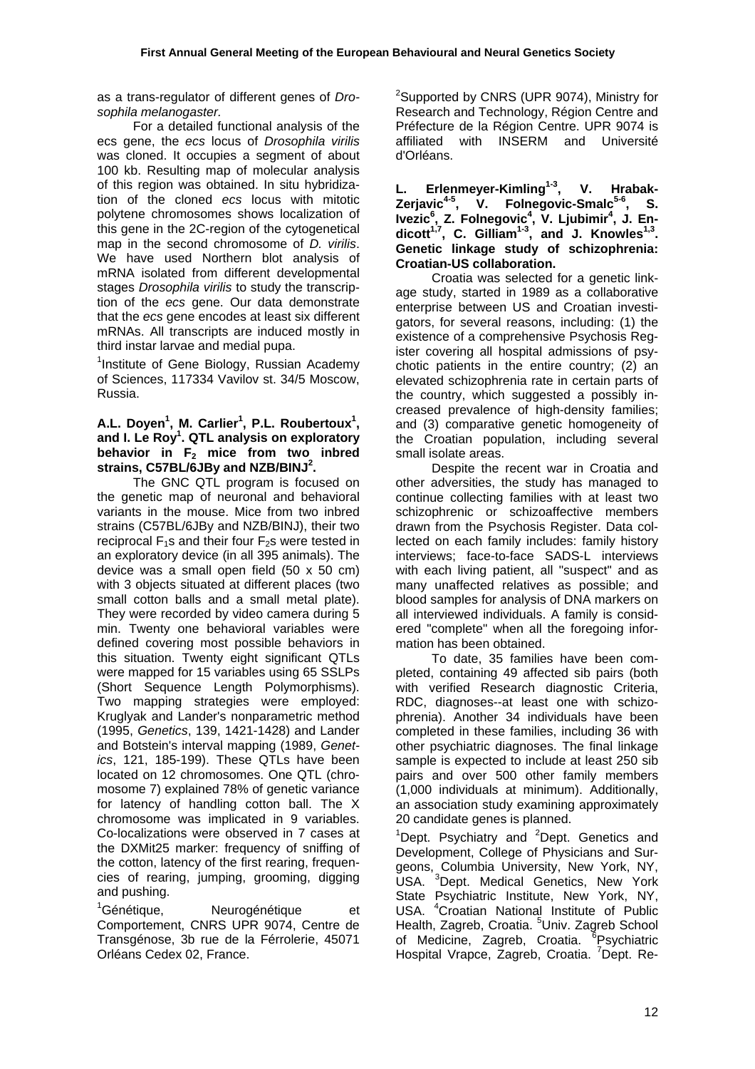as a trans-regulator of different genes of *Drosophila melanogaster.*

For a detailed functional analysis of the ecs gene, the *ecs* locus of *Drosophila virilis* was cloned. It occupies a segment of about 100 kb. Resulting map of molecular analysis of this region was obtained. In situ hybridization of the cloned *ecs* locus with mitotic polytene chromosomes shows localization of this gene in the 2C-region of the cytogenetical map in the second chromosome of *D. virilis*. We have used Northern blot analysis of mRNA isolated from different developmental stages *Drosophila virilis* to study the transcription of the *ecs* gene. Our data demonstrate that the *ecs* gene encodes at least six different mRNAs. All transcripts are induced mostly in third instar larvae and medial pupa.

[1]Institute of Gene Biology, Russian Academy of Sciences, 117334 Vavilov st. 34/5 Moscow, Russia.

**A.L. Doyen[1], M. Carlier[1], P.L. Roubertoux[1], and I. Le Roy[1]. QTL analysis on exploratory behavior in $F_2$ mice from two inbred strains, C57BL/6JBy and NZB/BINJ[2].**

The GNC QTL program is focused on the genetic map of neuronal and behavioral variants in the mouse. Mice from two inbred strains (C57BL/6JBy and NZB/BINJ), their two reciprocal $F_1$s and their four $F_2$s were tested in an exploratory device (in all 395 animals). The device was a small open field (50 x 50 cm) with 3 objects situated at different places (two small cotton balls and a small metal plate). They were recorded by video camera during 5 min. Twenty one behavioral variables were defined covering most possible behaviors in this situation. Twenty eight significant QTLs were mapped for 15 variables using 65 SSLPs (Short Sequence Length Polymorphisms). Two mapping strategies were employed: Kruglyak and Lander's nonparametric method (1995, *Genetics*, 139, 1421-1428) and Lander and Botstein's interval mapping (1989, *Genetics*, 121, 185-199). These QTLs have been located on 12 chromosomes. One QTL (chromosome 7) explained 78% of genetic variance for latency of handling cotton ball. The X chromosome was implicated in 9 variables. Co-localizations were observed in 7 cases at the DXMit25 marker: frequency of sniffing of the cotton, latency of the first rearing, frequencies of rearing, jumping, grooming, digging and pushing.

[1]Génétique, Neurogénétique et Comportement, CNRS UPR 9074, Centre de Transgénose, 3b rue de la Férrolerie, 45071 Orléans Cedex 02, France.

[2]Supported by CNRS (UPR 9074), Ministry for Research and Technology, Région Centre and Préfecture de la Région Centre. UPR 9074 is affiliated with INSERM and Université d'Orléans.

**L. Erlenmeyer-Kimling[1-3], V. Hrabak-Zerjavic[4-5], V. Folnegovic-Smalc[5-6], S. Ivezic[6], Z. Folnegovic[4], V. Ljubimir[4], J. Endicott[1,7], C. Gilliam[1-3], and J. Knowles[1,3]. Genetic linkage study of schizophrenia: Croatian-US collaboration.**

Croatia was selected for a genetic linkage study, started in 1989 as a collaborative enterprise between US and Croatian investigators, for several reasons, including: (1) the existence of a comprehensive Psychosis Register covering all hospital admissions of psychotic patients in the entire country; (2) an elevated schizophrenia rate in certain parts of the country, which suggested a possibly increased prevalence of high-density families; and (3) comparative genetic homogeneity of the Croatian population, including several small isolate areas.

Despite the recent war in Croatia and other adversities, the study has managed to continue collecting families with at least two schizophrenic or schizoaffective members drawn from the Psychosis Register. Data collected on each family includes: family history interviews; face-to-face SADS-L interviews with each living patient, all "suspect" and as many unaffected relatives as possible; and blood samples for analysis of DNA markers on all interviewed individuals. A family is considered "complete" when all the foregoing information has been obtained.

To date, 35 families have been completed, containing 49 affected sib pairs (both with verified Research diagnostic Criteria, RDC, diagnoses--at least one with schizophrenia). Another 34 individuals have been completed in these families, including 36 with other psychiatric diagnoses. The final linkage sample is expected to include at least 250 sib pairs and over 500 other family members (1,000 individuals at minimum). Additionally, an association study examining approximately 20 candidate genes is planned.

[1]Dept. Psychiatry and [2]Dept. Genetics and Development, College of Physicians and Surgeons, Columbia University, New York, NY, USA. [3]Dept. Medical Genetics, New York State Psychiatric Institute, New York, NY, USA. [4]Croatian National Institute of Public Health, Zagreb, Croatia. [5]Univ. Zagreb School of Medicine, Zagreb, Croatia. [6]Psychiatric Hospital Vrapce, Zagreb, Croatia. [7]Dept. Re-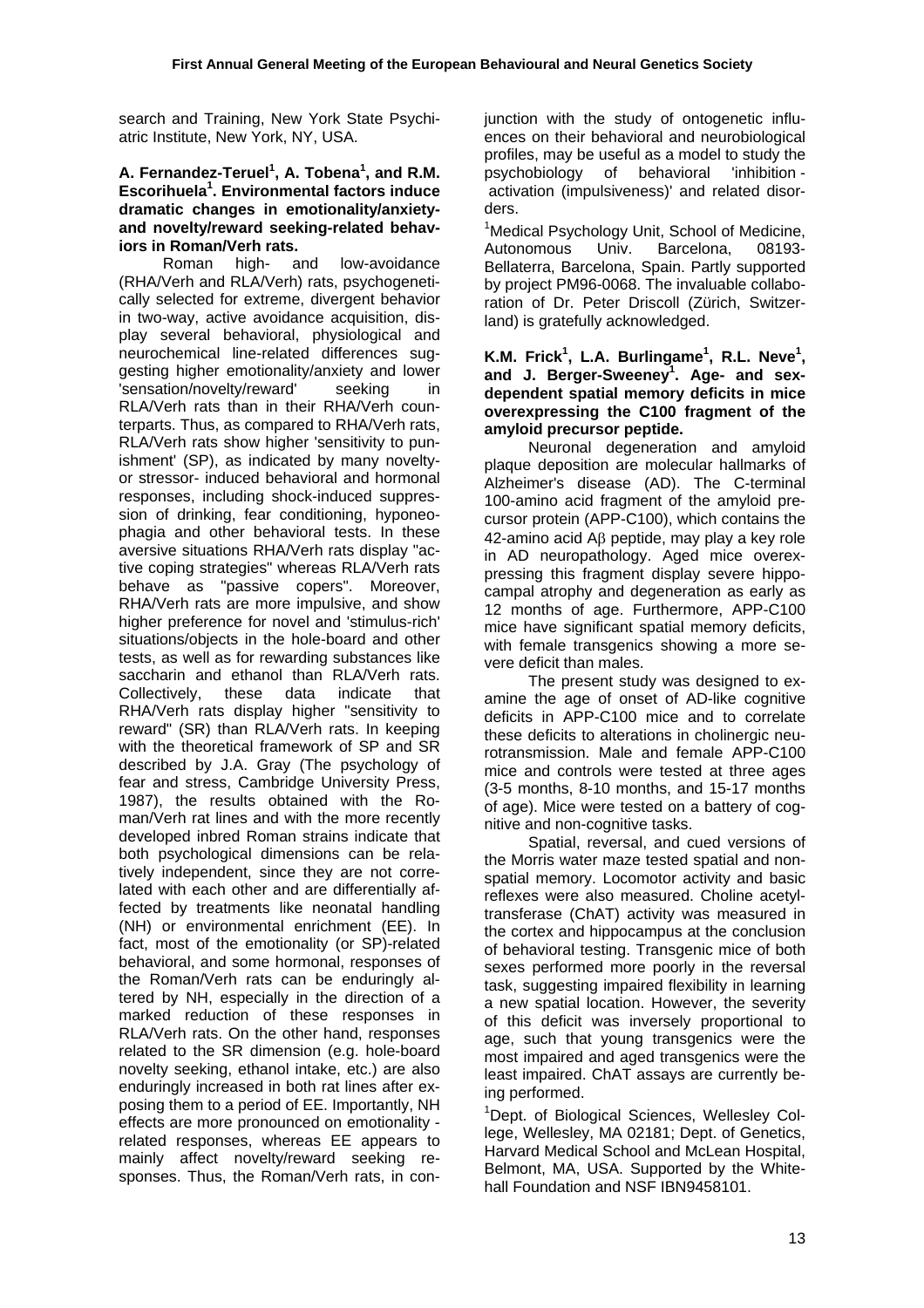search and Training, New York State Psychiatric Institute, New York, NY, USA.

**A. Fernandez-Teruel[1], A. Tobena[1], and R.M. Escorihuela[1]. Environmental factors induce dramatic changes in emotionality/anxiety-and novelty/reward seeking-related behaviors in Roman/Verh rats.**

Roman high- and low-avoidance (RHA/Verh and RLA/Verh) rats, psychogenetically selected for extreme, divergent behavior in two-way, active avoidance acquisition, display several behavioral, physiological and neurochemical line-related differences suggesting higher emotionality/anxiety and lower 'sensation/novelty/reward' seeking in RLA/Verh rats than in their RHA/Verh counterparts. Thus, as compared to RHA/Verh rats, RLA/Verh rats show higher 'sensitivity to punishment' (SP), as indicated by many novelty- or stressor- induced behavioral and hormonal responses, including shock-induced suppression of drinking, fear conditioning, hyponeophagia and other behavioral tests. In these aversive situations RHA/Verh rats display "active coping strategies" whereas RLA/Verh rats behave as "passive copers". Moreover, RHA/Verh rats are more impulsive, and show higher preference for novel and 'stimulus-rich' situations/objects in the hole-board and other tests, as well as for rewarding substances like saccharin and ethanol than RLA/Verh rats. Collectively, these data indicate that RHA/Verh rats display higher "sensitivity to reward" (SR) than RLA/Verh rats. In keeping with the theoretical framework of SP and SR described by J.A. Gray (The psychology of fear and stress, Cambridge University Press, 1987), the results obtained with the Roman/Verh rat lines and with the more recently developed inbred Roman strains indicate that both psychological dimensions can be relatively independent, since they are not correlated with each other and are differentially affected by treatments like neonatal handling (NH) or environmental enrichment (EE). In fact, most of the emotionality (or SP)-related behavioral, and some hormonal, responses of the Roman/Verh rats can be enduringly altered by NH, especially in the direction of a marked reduction of these responses in RLA/Verh rats. On the other hand, responses related to the SR dimension (e.g. hole-board novelty seeking, ethanol intake, etc.) are also enduringly increased in both rat lines after exposing them to a period of EE. Importantly, NH effects are more pronounced on emotionality - related responses, whereas EE appears to mainly affect novelty/reward seeking responses. Thus, the Roman/Verh rats, in conjunction with the study of ontogenetic influences on their behavioral and neurobiological profiles, may be useful as a model to study the psychobiology of behavioral 'inhibition - activation (impulsiveness)' and related disorders.

[1]Medical Psychology Unit, School of Medicine, Autonomous Univ. Barcelona, 08193-Bellaterra, Barcelona, Spain. Partly supported by project PM96-0068. The invaluable collaboration of Dr. Peter Driscoll (Zürich, Switzerland) is gratefully acknowledged.

**K.M. Frick[1], L.A. Burlingame[1], R.L. Neve[1], and J. Berger-Sweeney[1]. Age- and sex-dependent spatial memory deficits in mice overexpressing the C100 fragment of the amyloid precursor peptide.**

Neuronal degeneration and amyloid plaque deposition are molecular hallmarks of Alzheimer's disease (AD). The C-terminal 100-amino acid fragment of the amyloid precursor protein (APP-C100), which contains the 42-amino acid Aβ peptide, may play a key role in AD neuropathology. Aged mice overexpressing this fragment display severe hippocampal atrophy and degeneration as early as 12 months of age. Furthermore, APP-C100 mice have significant spatial memory deficits, with female transgenics showing a more severe deficit than males.

The present study was designed to examine the age of onset of AD-like cognitive deficits in APP-C100 mice and to correlate these deficits to alterations in cholinergic neurotransmission. Male and female APP-C100 mice and controls were tested at three ages (3-5 months, 8-10 months, and 15-17 months of age). Mice were tested on a battery of cognitive and non-cognitive tasks.

Spatial, reversal, and cued versions of the Morris water maze tested spatial and non-spatial memory. Locomotor activity and basic reflexes were also measured. Choline acetyltransferase (ChAT) activity was measured in the cortex and hippocampus at the conclusion of behavioral testing. Transgenic mice of both sexes performed more poorly in the reversal task, suggesting impaired flexibility in learning a new spatial location. However, the severity of this deficit was inversely proportional to age, such that young transgenics were the most impaired and aged transgenics were the least impaired. ChAT assays are currently being performed.

[1]Dept. of Biological Sciences, Wellesley College, Wellesley, MA 02181; Dept. of Genetics, Harvard Medical School and McLean Hospital, Belmont, MA, USA. Supported by the Whitehall Foundation and NSF IBN9458101.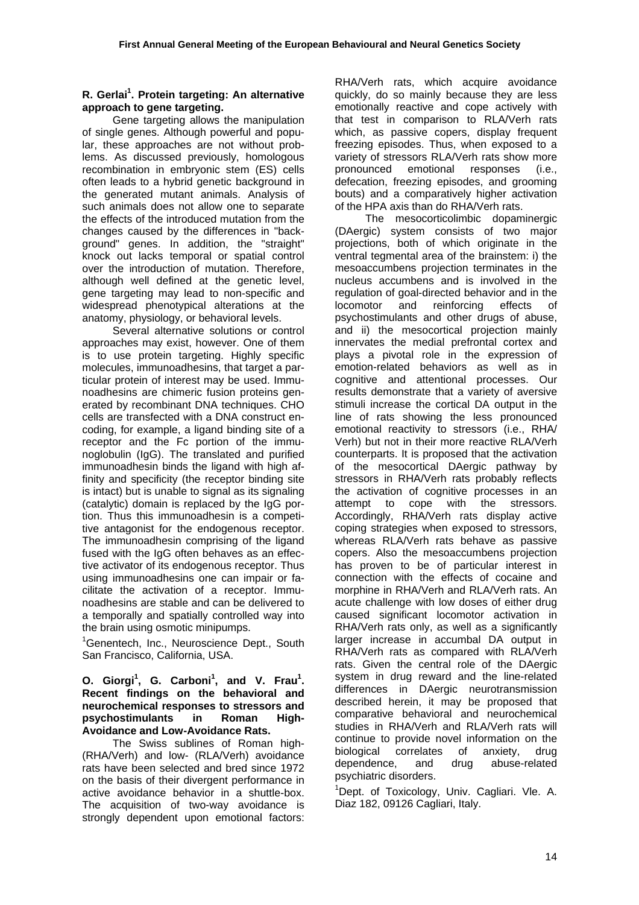**R. Gerlai[1]. Protein targeting: An alternative approach to gene targeting.**

Gene targeting allows the manipulation of single genes. Although powerful and popular, these approaches are not without problems. As discussed previously, homologous recombination in embryonic stem (ES) cells often leads to a hybrid genetic background in the generated mutant animals. Analysis of such animals does not allow one to separate the effects of the introduced mutation from the changes caused by the differences in "background" genes. In addition, the "straight" knock out lacks temporal or spatial control over the introduction of mutation. Therefore, although well defined at the genetic level, gene targeting may lead to non-specific and widespread phenotypical alterations at the anatomy, physiology, or behavioral levels.

Several alternative solutions or control approaches may exist, however. One of them is to use protein targeting. Highly specific molecules, immunoadhesins, that target a particular protein of interest may be used. Immunoadhesins are chimeric fusion proteins generated by recombinant DNA techniques. CHO cells are transfected with a DNA construct encoding, for example, a ligand binding site of a receptor and the Fc portion of the immunoglobulin (IgG). The translated and purified immunoadhesin binds the ligand with high affinity and specificity (the receptor binding site is intact) but is unable to signal as its signaling (catalytic) domain is replaced by the IgG portion. Thus this immunoadhesin is a competitive antagonist for the endogenous receptor. The immunoadhesin comprising of the ligand fused with the IgG often behaves as an effective activator of its endogenous receptor. Thus using immunoadhesins one can impair or facilitate the activation of a receptor. Immunoadhesins are stable and can be delivered to a temporally and spatially controlled way into the brain using osmotic minipumps.

[1]Genentech, Inc., Neuroscience Dept., South San Francisco, California, USA.

**O. Giorgi[1], G. Carboni[1], and V. Frau[1]. Recent findings on the behavioral and neurochemical responses to stressors and psychostimulants in Roman High-Avoidance and Low-Avoidance Rats.**

The Swiss sublines of Roman high- (RHA/Verh) and low- (RLA/Verh) avoidance rats have been selected and bred since 1972 on the basis of their divergent performance in active avoidance behavior in a shuttle-box. The acquisition of two-way avoidance is strongly dependent upon emotional factors: RHA/Verh rats, which acquire avoidance quickly, do so mainly because they are less emotionally reactive and cope actively with that test in comparison to RLA/Verh rats which, as passive copers, display frequent freezing episodes. Thus, when exposed to a variety of stressors RLA/Verh rats show more pronounced emotional responses (i.e., defecation, freezing episodes, and grooming bouts) and a comparatively higher activation of the HPA axis than do RHA/Verh rats.

The mesocorticolimbic dopaminergic (DAergic) system consists of two major projections, both of which originate in the ventral tegmental area of the brainstem: i) the mesoaccumbens projection terminates in the nucleus accumbens and is involved in the regulation of goal-directed behavior and in the locomotor and reinforcing effects of psychostimulants and other drugs of abuse, and ii) the mesocortical projection mainly innervates the medial prefrontal cortex and plays a pivotal role in the expression of emotion-related behaviors as well as in cognitive and attentional processes. Our results demonstrate that a variety of aversive stimuli increase the cortical DA output in the line of rats showing the less pronounced emotional reactivity to stressors (i.e., RHA/Verh) but not in their more reactive RLA/Verh counterparts. It is proposed that the activation of the mesocortical DAergic pathway by stressors in RHA/Verh rats probably reflects the activation of cognitive processes in an attempt to cope with the stressors. Accordingly, RHA/Verh rats display active coping strategies when exposed to stressors, whereas RLA/Verh rats behave as passive copers. Also the mesoaccumbens projection has proven to be of particular interest in connection with the effects of cocaine and morphine in RHA/Verh and RLA/Verh rats. An acute challenge with low doses of either drug caused significant locomotor activation in RHA/Verh rats only, as well as a significantly larger increase in accumbal DA output in RHA/Verh rats as compared with RLA/Verh rats. Given the central role of the DAergic system in drug reward and the line-related differences in DAergic neurotransmission described herein, it may be proposed that comparative behavioral and neurochemical studies in RHA/Verh and RLA/Verh rats will continue to provide novel information on the biological correlates of anxiety, drug dependence, and drug abuse-related psychiatric disorders.

[1]Dept. of Toxicology, Univ. Cagliari. Vle. A. Diaz 182, 09126 Cagliari, Italy.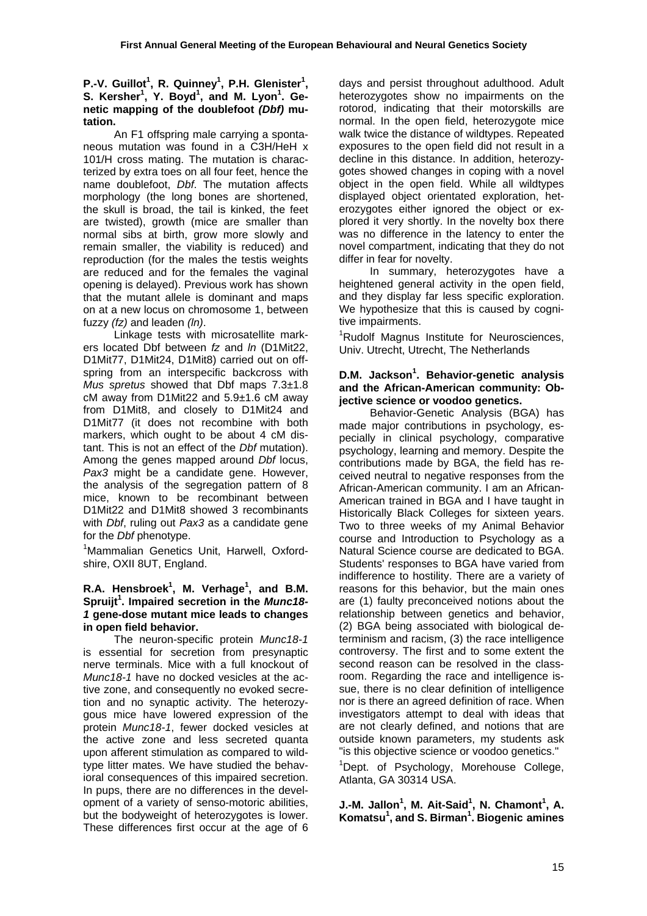**P.-V. Guillot[1], R. Quinney[1], P.H. Glenister[1], S. Kersher[1], Y. Boyd[1], and M. Lyon[1]. Genetic mapping of the doublefoot *(Dbf)* mutation.**

An F1 offspring male carrying a spontaneous mutation was found in a C3H/HeH x 101/H cross mating. The mutation is characterized by extra toes on all four feet, hence the name doublefoot, *Dbf*. The mutation affects morphology (the long bones are shortened, the skull is broad, the tail is kinked, the feet are twisted), growth (mice are smaller than normal sibs at birth, grow more slowly and remain smaller, the viability is reduced) and reproduction (for the males the testis weights are reduced and for the females the vaginal opening is delayed). Previous work has shown that the mutant allele is dominant and maps on at a new locus on chromosome 1, between fuzzy *(fz)* and leaden *(ln)*.

Linkage tests with microsatellite markers located Dbf between *fz* and *ln* (D1Mit22, D1Mit77, D1Mit24, D1Mit8) carried out on offspring from an interspecific backcross with *Mus spretus* showed that Dbf maps 7.3±1.8 cM away from D1Mit22 and 5.9±1.6 cM away from D1Mit8, and closely to D1Mit24 and D1Mit77 (it does not recombine with both markers, which ought to be about 4 cM distant. This is not an effect of the *Dbf* mutation). Among the genes mapped around *Dbf* locus, *Pax3* might be a candidate gene. However, the analysis of the segregation pattern of 8 mice, known to be recombinant between D1Mit22 and D1Mit8 showed 3 recombinants with *Dbf*, ruling out *Pax3* as a candidate gene for the *Dbf* phenotype.

[1]Mammalian Genetics Unit, Harwell, Oxfordshire, OXII 8UT, England.

**R.A. Hensbroek[1], M. Verhage[1], and B.M. Spruijt[1]. Impaired secretion in the *Munc18-1* gene-dose mutant mice leads to changes in open field behavior.**

The neuron-specific protein *Munc18-1* is essential for secretion from presynaptic nerve terminals. Mice with a full knockout of *Munc18-1* have no docked vesicles at the active zone, and consequently no evoked secretion and no synaptic activity. The heterozygous mice have lowered expression of the protein *Munc18-1*, fewer docked vesicles at the active zone and less secreted quanta upon afferent stimulation as compared to wildtype litter mates. We have studied the behavioral consequences of this impaired secretion. In pups, there are no differences in the development of a variety of senso-motoric abilities, but the bodyweight of heterozygotes is lower. These differences first occur at the age of 6 days and persist throughout adulthood. Adult heterozygotes show no impairments on the rotorod, indicating that their motorskills are normal. In the open field, heterozygote mice walk twice the distance of wildtypes. Repeated exposures to the open field did not result in a decline in this distance. In addition, heterozygotes showed changes in coping with a novel object in the open field. While all wildtypes displayed object orientated exploration, heterozygotes either ignored the object or explored it very shortly. In the novelty box there was no difference in the latency to enter the novel compartment, indicating that they do not differ in fear for novelty.

In summary, heterozygotes have a heightened general activity in the open field, and they display far less specific exploration. We hypothesize that this is caused by cognitive impairments.

[1]Rudolf Magnus Institute for Neurosciences, Univ. Utrecht, Utrecht, The Netherlands

**D.M. Jackson[1]. Behavior-genetic analysis and the African-American community: Objective science or voodoo genetics.**

Behavior-Genetic Analysis (BGA) has made major contributions in psychology, especially in clinical psychology, comparative psychology, learning and memory. Despite the contributions made by BGA, the field has received neutral to negative responses from the African-American community. I am an African-American trained in BGA and I have taught in Historically Black Colleges for sixteen years. Two to three weeks of my Animal Behavior course and Introduction to Psychology as a Natural Science course are dedicated to BGA. Students' responses to BGA have varied from indifference to hostility. There are a variety of reasons for this behavior, but the main ones are (1) faulty preconceived notions about the relationship between genetics and behavior, (2) BGA being associated with biological determinism and racism, (3) the race intelligence controversy. The first and to some extent the second reason can be resolved in the classroom. Regarding the race and intelligence issue, there is no clear definition of intelligence nor is there an agreed definition of race. When investigators attempt to deal with ideas that are not clearly defined, and notions that are outside known parameters, my students ask "is this objective science or voodoo genetics."

[1]Dept. of Psychology, Morehouse College, Atlanta, GA 30314 USA.

**J.-M. Jallon[1], M. Ait-Said[1], N. Chamont[1], A. Komatsu[1], and S. Birman[1]. Biogenic amines**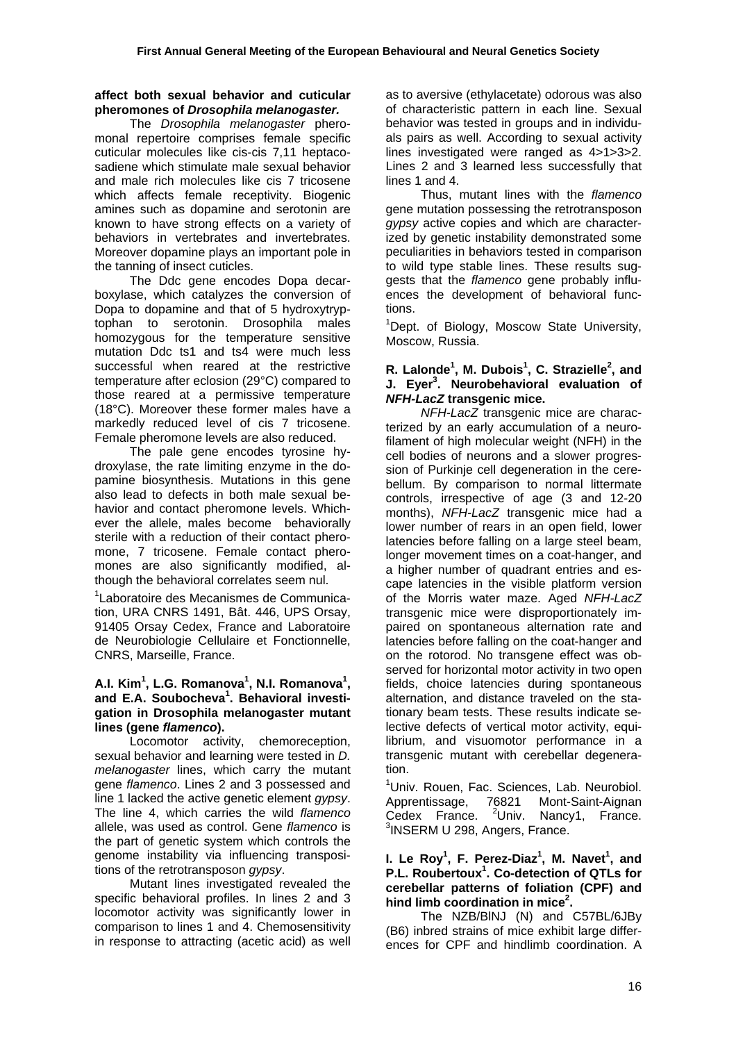**affect both sexual behavior and cuticular pheromones of *Drosophila melanogaster.***

The *Drosophila melanogaster* pheromonal repertoire comprises female specific cuticular molecules like cis-cis 7,11 heptacosadiene which stimulate male sexual behavior and male rich molecules like cis 7 tricosene which affects female receptivity. Biogenic amines such as dopamine and serotonin are known to have strong effects on a variety of behaviors in vertebrates and invertebrates. Moreover dopamine plays an important pole in the tanning of insect cuticles.

The Ddc gene encodes Dopa decarboxylase, which catalyzes the conversion of Dopa to dopamine and that of 5 hydroxytryptophan to serotonin. Drosophila males homozygous for the temperature sensitive mutation Ddc ts1 and ts4 were much less successful when reared at the restrictive temperature after eclosion (29°C) compared to those reared at a permissive temperature (18°C). Moreover these former males have a markedly reduced level of cis 7 tricosene. Female pheromone levels are also reduced.

The pale gene encodes tyrosine hydroxylase, the rate limiting enzyme in the dopamine biosynthesis. Mutations in this gene also lead to defects in both male sexual behavior and contact pheromone levels. Whichever the allele, males become behaviorally sterile with a reduction of their contact pheromone, 7 tricosene. Female contact pheromones are also significantly modified, although the behavioral correlates seem nul.

[1]Laboratoire des Mecanismes de Communication, URA CNRS 1491, Bât. 446, UPS Orsay, 91405 Orsay Cedex, France and Laboratoire de Neurobiologie Cellulaire et Fonctionnelle, CNRS, Marseille, France.

**A.I. Kim[1], L.G. Romanova[1], N.I. Romanova[1], and E.A. Soubocheva[1]. Behavioral investigation in Drosophila melanogaster mutant lines (gene *flamenco*).**

Locomotor activity, chemoreception, sexual behavior and learning were tested in *D. melanogaster* lines, which carry the mutant gene *flamenco*. Lines 2 and 3 possessed and line 1 lacked the active genetic element *gypsy*. The line 4, which carries the wild *flamenco* allele, was used as control. Gene *flamenco* is the part of genetic system which controls the genome instability via influencing transpositions of the retrotransposon *gypsy*.

Mutant lines investigated revealed the specific behavioral profiles. In lines 2 and 3 locomotor activity was significantly lower in comparison to lines 1 and 4. Chemosensitivity in response to attracting (acetic acid) as well as to aversive (ethylacetate) odorous was also of characteristic pattern in each line. Sexual behavior was tested in groups and in individuals pairs as well. According to sexual activity lines investigated were ranged as 4>1>3>2. Lines 2 and 3 learned less successfully that lines 1 and 4.

Thus, mutant lines with the *flamenco* gene mutation possessing the retrotransposon *gypsy* active copies and which are characterized by genetic instability demonstrated some peculiarities in behaviors tested in comparison to wild type stable lines. These results suggests that the *flamenco* gene probably influences the development of behavioral functions.

[1]Dept. of Biology, Moscow State University, Moscow, Russia.

**R. Lalonde[1], M. Dubois[1], C. Strazielle[2], and J. Eyer[3]. Neurobehavioral evaluation of *NFH-LacZ* transgenic mice.**

*NFH-LacZ* transgenic mice are characterized by an early accumulation of a neurofilament of high molecular weight (NFH) in the cell bodies of neurons and a slower progression of Purkinje cell degeneration in the cerebellum. By comparison to normal littermate controls, irrespective of age (3 and 12-20 months), *NFH-LacZ* transgenic mice had a lower number of rears in an open field, lower latencies before falling on a large steel beam, longer movement times on a coat-hanger, and a higher number of quadrant entries and escape latencies in the visible platform version of the Morris water maze. Aged *NFH-LacZ* transgenic mice were disproportionately impaired on spontaneous alternation rate and latencies before falling on the coat-hanger and on the rotorod. No transgene effect was observed for horizontal motor activity in two open fields, choice latencies during spontaneous alternation, and distance traveled on the stationary beam tests. These results indicate selective defects of vertical motor activity, equilibrium, and visuomotor performance in a transgenic mutant with cerebellar degeneration.

[1]Univ. Rouen, Fac. Sciences, Lab. Neurobiol. Apprentissage, 76821 Mont-Saint-Aignan Cedex France. [2]Univ. Nancy1, France. [3]INSERM U 298, Angers, France.

**I. Le Roy[1], F. Perez-Diaz[1], M. Navet[1], and P.L. Roubertoux[1]. Co-detection of QTLs for cerebellar patterns of foliation (CPF) and hind limb coordination in mice[2].**

The NZB/BlNJ (N) and C57BL/6JBy (B6) inbred strains of mice exhibit large differences for CPF and hindlimb coordination. A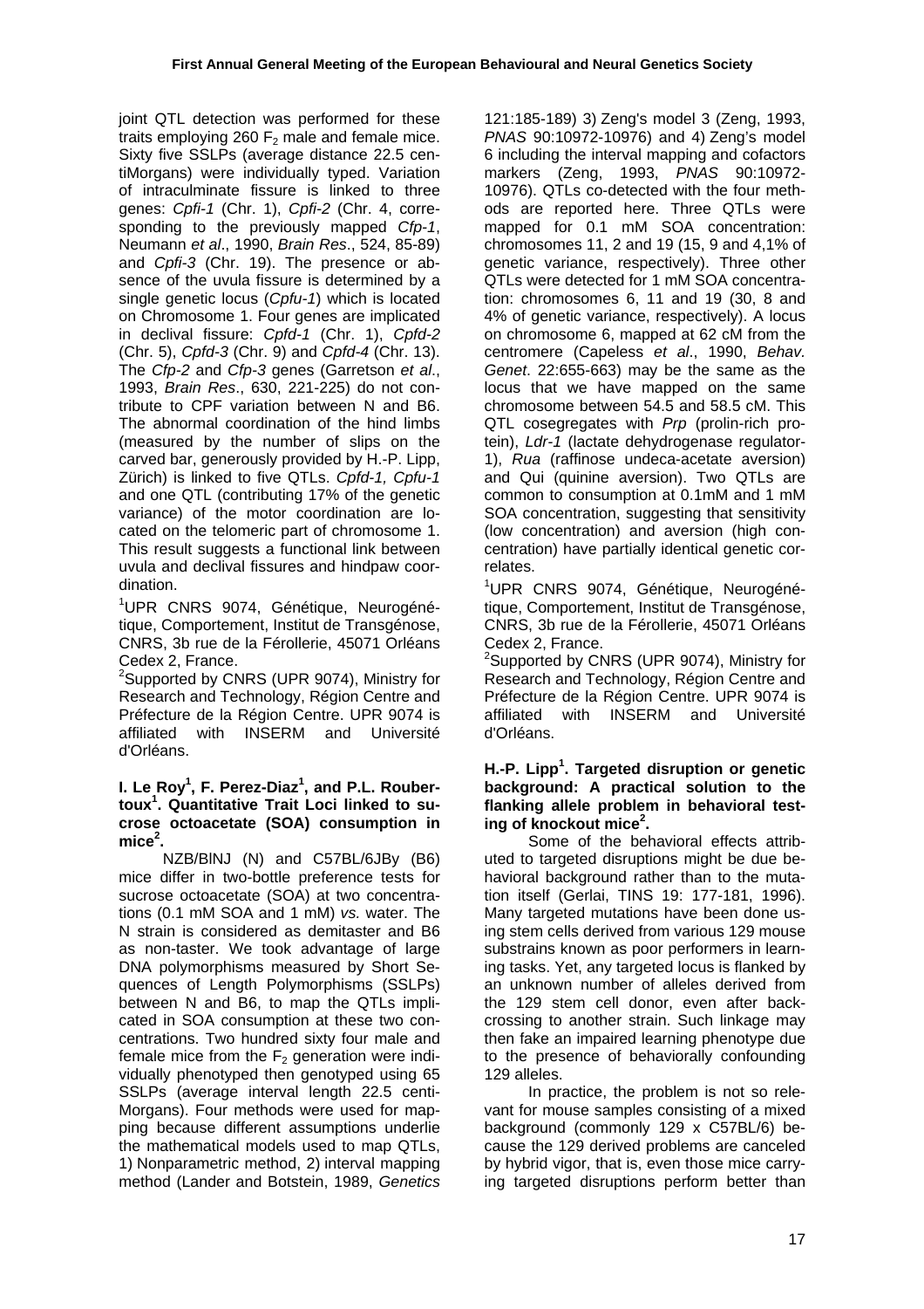joint QTL detection was performed for these traits employing 260 $F_2$ male and female mice. Sixty five SSLPs (average distance 22.5 centiMorgans) were individually typed. Variation of intraculminate fissure is linked to three genes: *Cpfi-1* (Chr. 1), *Cpfi-2* (Chr. 4, corresponding to the previously mapped *Cfp-1*, Neumann *et al*., 1990, *Brain Res*., 524, 85-89) and *Cpfi-3* (Chr. 19). The presence or absence of the uvula fissure is determined by a single genetic locus (*Cpfu-1*) which is located on Chromosome 1. Four genes are implicated in declival fissure: *Cpfd-1* (Chr. 1), *Cpfd-2* (Chr. 5), *Cpfd-3* (Chr. 9) and *Cpfd-4* (Chr. 13). The *Cfp-2* and *Cfp-3* genes (Garretson *et al*., 1993, *Brain Res*., 630, 221-225) do not contribute to CPF variation between N and B6. The abnormal coordination of the hind limbs (measured by the number of slips on the carved bar, generously provided by H.-P. Lipp, Zürich) is linked to five QTLs. *Cpfd-1, Cpfu-1* and one QTL (contributing 17% of the genetic variance) of the motor coordination are located on the telomeric part of chromosome 1. This result suggests a functional link between uvula and declival fissures and hindpaw coordination.

[1]UPR CNRS 9074, Génétique, Neurogénétique, Comportement, Institut de Transgénose, CNRS, 3b rue de la Férollerie, 45071 Orléans Cedex 2, France.
[2]Supported by CNRS (UPR 9074), Ministry for Research and Technology, Région Centre and Préfecture de la Région Centre. UPR 9074 is affiliated with INSERM and Université d'Orléans.

**I. Le Roy[1], F. Perez-Diaz[1], and P.L. Roubertoux[1]. Quantitative Trait Loci linked to sucrose octoacetate (SOA) consumption in mice[2].**

NZB/BlNJ (N) and C57BL/6JBy (B6) mice differ in two-bottle preference tests for sucrose octoacetate (SOA) at two concentrations (0.1 mM SOA and 1 mM) *vs.* water. The N strain is considered as demitaster and B6 as non-taster. We took advantage of large DNA polymorphisms measured by Short Sequences of Length Polymorphisms (SSLPs) between N and B6, to map the QTLs implicated in SOA consumption at these two concentrations. Two hundred sixty four male and female mice from the $F_2$ generation were individually phenotyped then genotyped using 65 SSLPs (average interval length 22.5 centiMorgans). Four methods were used for mapping because different assumptions underlie the mathematical models used to map QTLs, 1) Nonparametric method, 2) interval mapping method (Lander and Botstein, 1989, *Genetics* 121:185-189) 3) Zeng's model 3 (Zeng, 1993, *PNAS* 90:10972-10976) and 4) Zeng's model 6 including the interval mapping and cofactors markers (Zeng, 1993, *PNAS* 90:10972-10976). QTLs co-detected with the four methods are reported here. Three QTLs were mapped for 0.1 mM SOA concentration: chromosomes 11, 2 and 19 (15, 9 and 4,1% of genetic variance, respectively). Three other QTLs were detected for 1 mM SOA concentration: chromosomes 6, 11 and 19 (30, 8 and 4% of genetic variance, respectively). A locus on chromosome 6, mapped at 62 cM from the centromere (Capeless *et al*., 1990, *Behav. Genet*. 22:655-663) may be the same as the locus that we have mapped on the same chromosome between 54.5 and 58.5 cM. This QTL cosegregates with *Prp* (prolin-rich protein), *Ldr-1* (lactate dehydrogenase regulator-1), *Rua* (raffinose undeca-acetate aversion) and Qui (quinine aversion). Two QTLs are common to consumption at 0.1mM and 1 mM SOA concentration, suggesting that sensitivity (low concentration) and aversion (high concentration) have partially identical genetic correlates.

[1]UPR CNRS 9074, Génétique, Neurogénétique, Comportement, Institut de Transgénose, CNRS, 3b rue de la Férollerie, 45071 Orléans Cedex 2, France.
[2]Supported by CNRS (UPR 9074), Ministry for Research and Technology, Région Centre and Préfecture de la Région Centre. UPR 9074 is affiliated with INSERM and Université d'Orléans.

**H.-P. Lipp[1]. Targeted disruption or genetic background: A practical solution to the flanking allele problem in behavioral testing of knockout mice[2].**

Some of the behavioral effects attributed to targeted disruptions might be due behavioral background rather than to the mutation itself (Gerlai, TINS 19: 177-181, 1996). Many targeted mutations have been done using stem cells derived from various 129 mouse substrains known as poor performers in learning tasks. Yet, any targeted locus is flanked by an unknown number of alleles derived from the 129 stem cell donor, even after backcrossing to another strain. Such linkage may then fake an impaired learning phenotype due to the presence of behaviorally confounding 129 alleles.

In practice, the problem is not so relevant for mouse samples consisting of a mixed background (commonly 129 x C57BL/6) because the 129 derived problems are canceled by hybrid vigor, that is, even those mice carrying targeted disruptions perform better than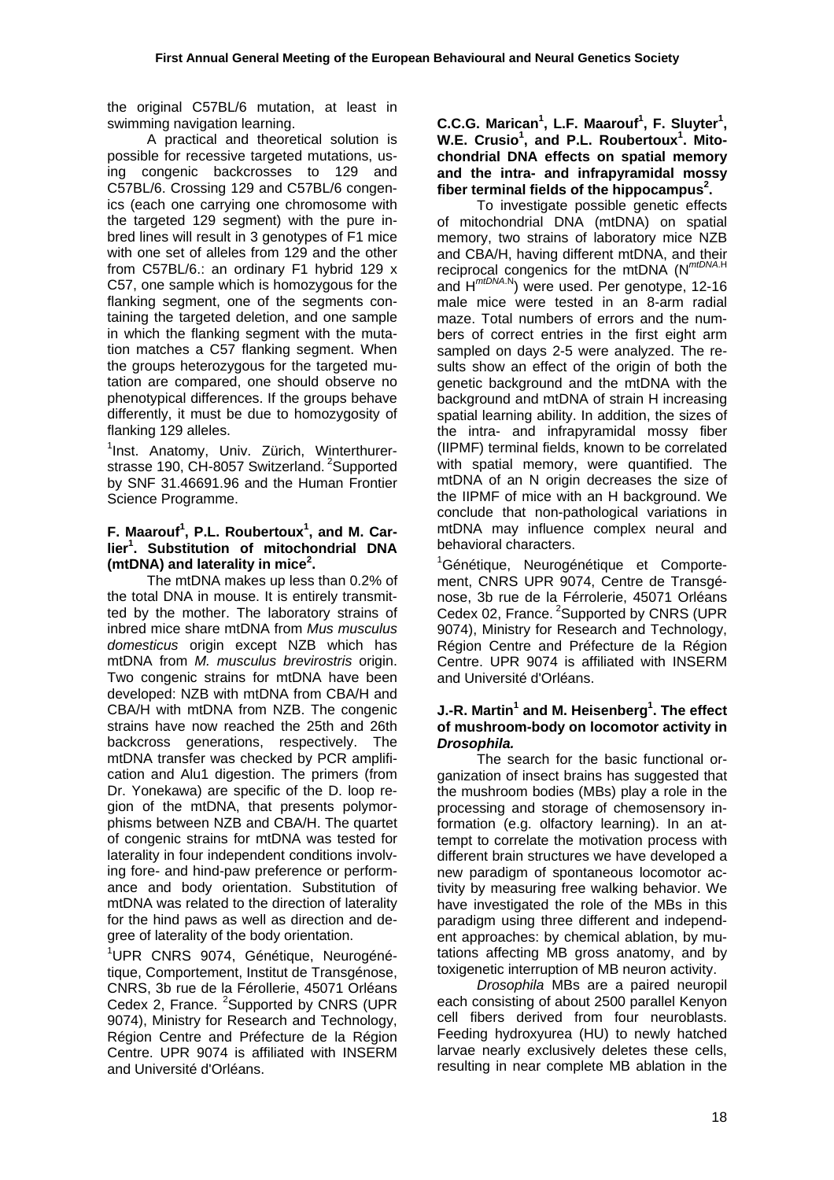the original C57BL/6 mutation, at least in swimming navigation learning.

A practical and theoretical solution is possible for recessive targeted mutations, using congenic backcrosses to 129 and C57BL/6. Crossing 129 and C57BL/6 congenics (each one carrying one chromosome with the targeted 129 segment) with the pure inbred lines will result in 3 genotypes of F1 mice with one set of alleles from 129 and the other from C57BL/6.: an ordinary F1 hybrid 129 x C57, one sample which is homozygous for the flanking segment, one of the segments containing the targeted deletion, and one sample in which the flanking segment with the mutation matches a C57 flanking segment. When the groups heterozygous for the targeted mutation are compared, one should observe no phenotypical differences. If the groups behave differently, it must be due to homozygosity of flanking 129 alleles.

[1]Inst. Anatomy, Univ. Zürich, Winterthurerstrasse 190, CH-8057 Switzerland. [2]Supported by SNF 31.46691.96 and the Human Frontier Science Programme.

**F. Maarouf[1], P.L. Roubertoux[1], and M. Carlier[1]. Substitution of mitochondrial DNA (mtDNA) and laterality in mice[2].**

The mtDNA makes up less than 0.2% of the total DNA in mouse. It is entirely transmitted by the mother. The laboratory strains of inbred mice share mtDNA from *Mus musculus domesticus* origin except NZB which has mtDNA from *M. musculus brevirostris* origin. Two congenic strains for mtDNA have been developed: NZB with mtDNA from CBA/H and CBA/H with mtDNA from NZB. The congenic strains have now reached the 25th and 26th backcross generations, respectively. The mtDNA transfer was checked by PCR amplification and Alu1 digestion. The primers (from Dr. Yonekawa) are specific of the D. loop region of the mtDNA, that presents polymorphisms between NZB and CBA/H. The quartet of congenic strains for mtDNA was tested for laterality in four independent conditions involving fore- and hind-paw preference or performance and body orientation. Substitution of mtDNA was related to the direction of laterality for the hind paws as well as direction and degree of laterality of the body orientation.

[1]UPR CNRS 9074, Génétique, Neurogénétique, Comportement, Institut de Transgénose, CNRS, 3b rue de la Férollerie, 45071 Orléans Cedex 2, France. [2]Supported by CNRS (UPR 9074), Ministry for Research and Technology, Région Centre and Préfecture de la Région Centre. UPR 9074 is affiliated with INSERM and Université d'Orléans.

**C.C.G. Marican[1], L.F. Maarouf[1], F. Sluyter[1], W.E. Crusio[1], and P.L. Roubertoux[1]. Mitochondrial DNA effects on spatial memory and the intra- and infrapyramidal mossy fiber terminal fields of the hippocampus[2].**

To investigate possible genetic effects of mitochondrial DNA (mtDNA) on spatial memory, two strains of laboratory mice NZB and CBA/H, having different mtDNA, and their reciprocal congenics for the mtDNA ($N^{mtDNA.H}$ and $H^{mtDNA.N}$) were used. Per genotype, 12-16 male mice were tested in an 8-arm radial maze. Total numbers of errors and the numbers of correct entries in the first eight arm sampled on days 2-5 were analyzed. The results show an effect of the origin of both the genetic background and the mtDNA with the background and mtDNA of strain H increasing spatial learning ability. In addition, the sizes of the intra- and infrapyramidal mossy fiber (IIPMF) terminal fields, known to be correlated with spatial memory, were quantified. The mtDNA of an N origin decreases the size of the IIPMF of mice with an H background. We conclude that non-pathological variations in mtDNA may influence complex neural and behavioral characters.

[1]Génétique, Neurogénétique et Comportement, CNRS UPR 9074, Centre de Transgénose, 3b rue de la Férrolerie, 45071 Orléans Cedex 02, France. [2]Supported by CNRS (UPR 9074), Ministry for Research and Technology, Région Centre and Préfecture de la Région Centre. UPR 9074 is affiliated with INSERM and Université d'Orléans.

**J.-R. Martin[1] and M. Heisenberg[1]. The effect of mushroom-body on locomotor activity in *Drosophila.***

The search for the basic functional organization of insect brains has suggested that the mushroom bodies (MBs) play a role in the processing and storage of chemosensory information (e.g. olfactory learning). In an attempt to correlate the motivation process with different brain structures we have developed a new paradigm of spontaneous locomotor activity by measuring free walking behavior. We have investigated the role of the MBs in this paradigm using three different and independent approaches: by chemical ablation, by mutations affecting MB gross anatomy, and by toxigenetic interruption of MB neuron activity.

*Drosophila* MBs are a paired neuropil each consisting of about 2500 parallel Kenyon cell fibers derived from four neuroblasts. Feeding hydroxyurea (HU) to newly hatched larvae nearly exclusively deletes these cells, resulting in near complete MB ablation in the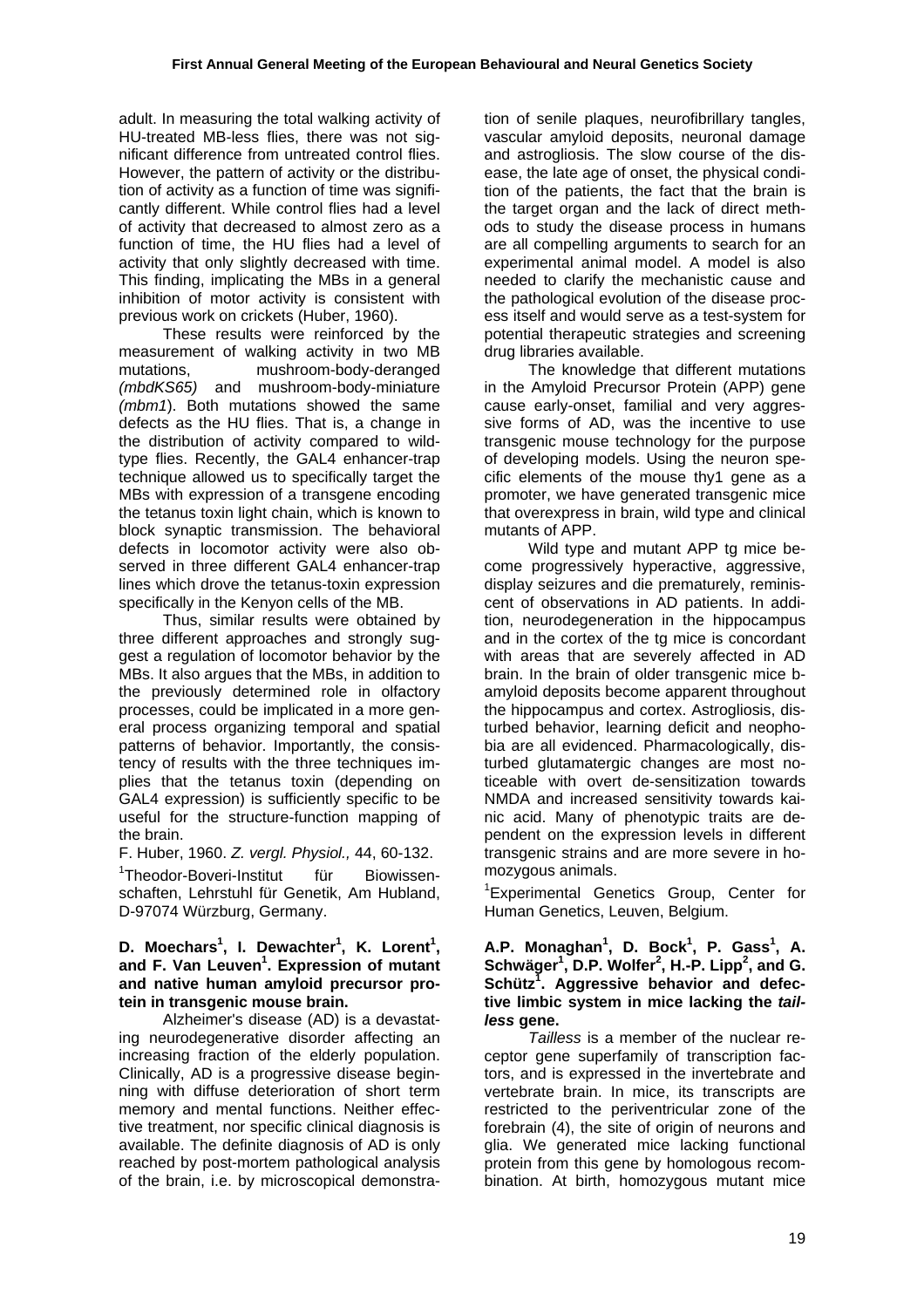adult. In measuring the total walking activity of HU-treated MB-less flies, there was not significant difference from untreated control flies. However, the pattern of activity or the distribution of activity as a function of time was significantly different. While control flies had a level of activity that decreased to almost zero as a function of time, the HU flies had a level of activity that only slightly decreased with time. This finding, implicating the MBs in a general inhibition of motor activity is consistent with previous work on crickets (Huber, 1960).

These results were reinforced by the measurement of walking activity in two MB mutations, mushroom-body-deranged *(mbdKS65)* and mushroom-body-miniature *(mbm1)*. Both mutations showed the same defects as the HU flies. That is, a change in the distribution of activity compared to wild-type flies. Recently, the GAL4 enhancer-trap technique allowed us to specifically target the MBs with expression of a transgene encoding the tetanus toxin light chain, which is known to block synaptic transmission. The behavioral defects in locomotor activity were also observed in three different GAL4 enhancer-trap lines which drove the tetanus-toxin expression specifically in the Kenyon cells of the MB.

Thus, similar results were obtained by three different approaches and strongly suggest a regulation of locomotor behavior by the MBs. It also argues that the MBs, in addition to the previously determined role in olfactory processes, could be implicated in a more general process organizing temporal and spatial patterns of behavior. Importantly, the consistency of results with the three techniques implies that the tetanus toxin (depending on GAL4 expression) is sufficiently specific to be useful for the structure-function mapping of the brain.

F. Huber, 1960. *Z. vergl. Physiol.,* 44, 60-132.

[1]Theodor-Boveri-Institut für Biowissenschaften, Lehrstuhl für Genetik, Am Hubland, D-97074 Würzburg, Germany.

**D. Moechars[1], I. Dewachter[1], K. Lorent[1], and F. Van Leuven[1]. Expression of mutant and native human amyloid precursor protein in transgenic mouse brain.**

Alzheimer's disease (AD) is a devastating neurodegenerative disorder affecting an increasing fraction of the elderly population. Clinically, AD is a progressive disease beginning with diffuse deterioration of short term memory and mental functions. Neither effective treatment, nor specific clinical diagnosis is available. The definite diagnosis of AD is only reached by post-mortem pathological analysis of the brain, i.e. by microscopical demonstration of senile plaques, neurofibrillary tangles, vascular amyloid deposits, neuronal damage and astrogliosis. The slow course of the disease, the late age of onset, the physical condition of the patients, the fact that the brain is the target organ and the lack of direct methods to study the disease process in humans are all compelling arguments to search for an experimental animal model. A model is also needed to clarify the mechanistic cause and the pathological evolution of the disease process itself and would serve as a test-system for potential therapeutic strategies and screening drug libraries available.

The knowledge that different mutations in the Amyloid Precursor Protein (APP) gene cause early-onset, familial and very aggressive forms of AD, was the incentive to use transgenic mouse technology for the purpose of developing models. Using the neuron specific elements of the mouse thy1 gene as a promoter, we have generated transgenic mice that overexpress in brain, wild type and clinical mutants of APP.

Wild type and mutant APP tg mice become progressively hyperactive, aggressive, display seizures and die prematurely, reminiscent of observations in AD patients. In addition, neurodegeneration in the hippocampus and in the cortex of the tg mice is concordant with areas that are severely affected in AD brain. In the brain of older transgenic mice b-amyloid deposits become apparent throughout the hippocampus and cortex. Astrogliosis, disturbed behavior, learning deficit and neophobia are all evidenced. Pharmacologically, disturbed glutamatergic changes are most noticeable with overt de-sensitization towards NMDA and increased sensitivity towards kainic acid. Many of phenotypic traits are dependent on the expression levels in different transgenic strains and are more severe in homozygous animals.

[1]Experimental Genetics Group, Center for Human Genetics, Leuven, Belgium.

**A.P. Monaghan[1], D. Bock[1], P. Gass[1], A. Schwäger[1], D.P. Wolfer[2], H.-P. Lipp[2], and G. Schütz[1]. Aggressive behavior and defective limbic system in mice lacking the *tailless* gene.**

*Tailless* is a member of the nuclear receptor gene superfamily of transcription factors, and is expressed in the invertebrate and vertebrate brain. In mice, its transcripts are restricted to the periventricular zone of the forebrain (4), the site of origin of neurons and glia. We generated mice lacking functional protein from this gene by homologous recombination. At birth, homozygous mutant mice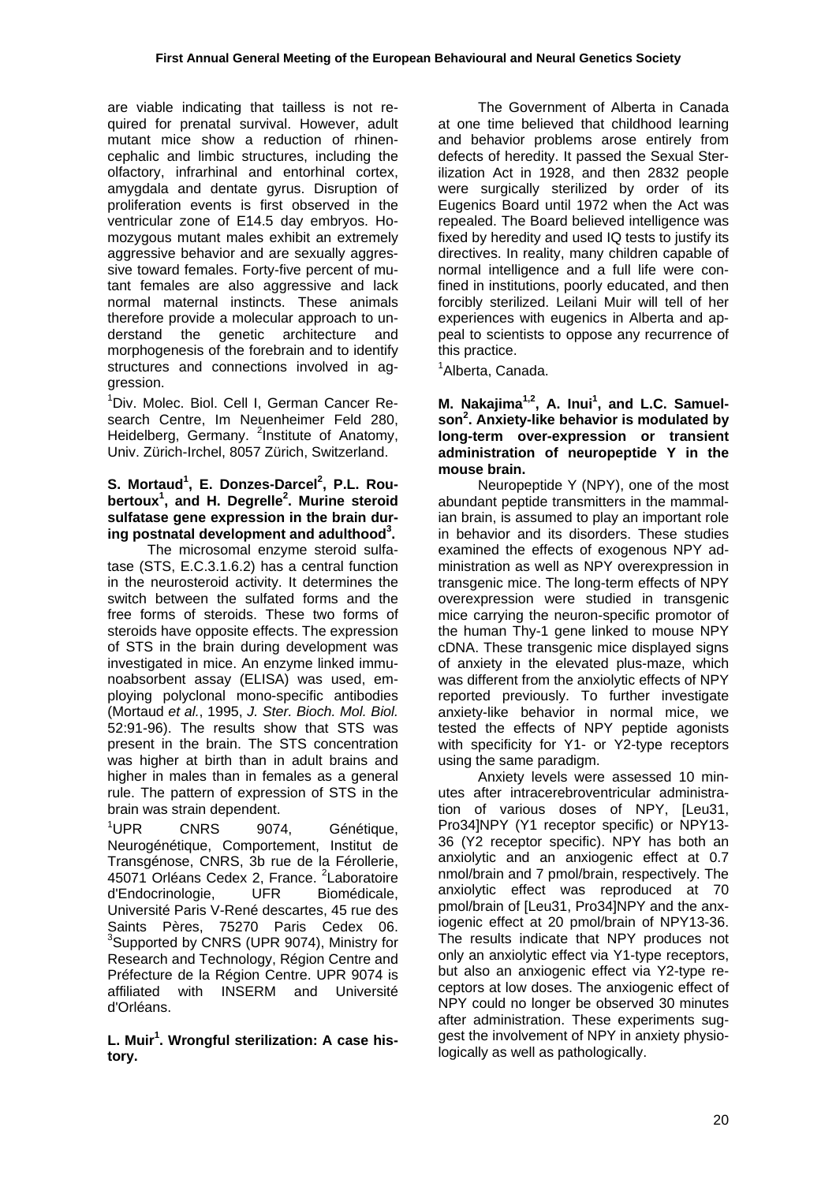are viable indicating that tailless is not required for prenatal survival. However, adult mutant mice show a reduction of rhinencephalic and limbic structures, including the olfactory, infrarhinal and entorhinal cortex, amygdala and dentate gyrus. Disruption of proliferation events is first observed in the ventricular zone of E14.5 day embryos. Homozygous mutant males exhibit an extremely aggressive behavior and are sexually aggressive toward females. Forty-five percent of mutant females are also aggressive and lack normal maternal instincts. These animals therefore provide a molecular approach to understand the genetic architecture and morphogenesis of the forebrain and to identify structures and connections involved in aggression.

[1]Div. Molec. Biol. Cell I, German Cancer Research Centre, Im Neuenheimer Feld 280, Heidelberg, Germany. [2]Institute of Anatomy, Univ. Zürich-Irchel, 8057 Zürich, Switzerland.

**S. Mortaud[1], E. Donzes-Darcel[2], P.L. Roubertoux[1], and H. Degrelle[2]. Murine steroid sulfatase gene expression in the brain during postnatal development and adulthood[3].**

The microsomal enzyme steroid sulfatase (STS, E.C.3.1.6.2) has a central function in the neurosteroid activity. It determines the switch between the sulfated forms and the free forms of steroids. These two forms of steroids have opposite effects. The expression of STS in the brain during development was investigated in mice. An enzyme linked immunoabsorbent assay (ELISA) was used, employing polyclonal mono-specific antibodies (Mortaud *et al.*, 1995, *J. Ster. Bioch. Mol. Biol.* 52:91-96). The results show that STS was present in the brain. The STS concentration was higher at birth than in adult brains and higher in males than in females as a general rule. The pattern of expression of STS in the brain was strain dependent.

[1]UPR CNRS 9074, Génétique, Neurogénétique, Comportement, Institut de Transgénose, CNRS, 3b rue de la Férollerie, 45071 Orléans Cedex 2, France. [2]Laboratoire d'Endocrinologie, UFR Biomédicale, Université Paris V-René descartes, 45 rue des Saints Pères, 75270 Paris Cedex 06. [3]Supported by CNRS (UPR 9074), Ministry for Research and Technology, Région Centre and Préfecture de la Région Centre. UPR 9074 is affiliated with INSERM and Université d'Orléans.

**L. Muir[1]. Wrongful sterilization: A case history.**

The Government of Alberta in Canada at one time believed that childhood learning and behavior problems arose entirely from defects of heredity. It passed the Sexual Sterilization Act in 1928, and then 2832 people were surgically sterilized by order of its Eugenics Board until 1972 when the Act was repealed. The Board believed intelligence was fixed by heredity and used IQ tests to justify its directives. In reality, many children capable of normal intelligence and a full life were confined in institutions, poorly educated, and then forcibly sterilized. Leilani Muir will tell of her experiences with eugenics in Alberta and appeal to scientists to oppose any recurrence of this practice.

[1]Alberta, Canada.

**M. Nakajima[1,2], A. Inui[1], and L.C. Samuelson[2]. Anxiety-like behavior is modulated by long-term over-expression or transient administration of neuropeptide Y in the mouse brain.**

Neuropeptide Y (NPY), one of the most abundant peptide transmitters in the mammalian brain, is assumed to play an important role in behavior and its disorders. These studies examined the effects of exogenous NPY administration as well as NPY overexpression in transgenic mice. The long-term effects of NPY overexpression were studied in transgenic mice carrying the neuron-specific promotor of the human Thy-1 gene linked to mouse NPY cDNA. These transgenic mice displayed signs of anxiety in the elevated plus-maze, which was different from the anxiolytic effects of NPY reported previously. To further investigate anxiety-like behavior in normal mice, we tested the effects of NPY peptide agonists with specificity for Y1- or Y2-type receptors using the same paradigm.

Anxiety levels were assessed 10 minutes after intracerebroventricular administration of various doses of NPY, [Leu31, Pro34]NPY (Y1 receptor specific) or NPY13-36 (Y2 receptor specific). NPY has both an anxiolytic and an anxiogenic effect at 0.7 nmol/brain and 7 pmol/brain, respectively. The anxiolytic effect was reproduced at 70 pmol/brain of [Leu31, Pro34]NPY and the anxiogenic effect at 20 pmol/brain of NPY13-36. The results indicate that NPY produces not only an anxiolytic effect via Y1-type receptors, but also an anxiogenic effect via Y2-type receptors at low doses. The anxiogenic effect of NPY could no longer be observed 30 minutes after administration. These experiments suggest the involvement of NPY in anxiety physiologically as well as pathologically.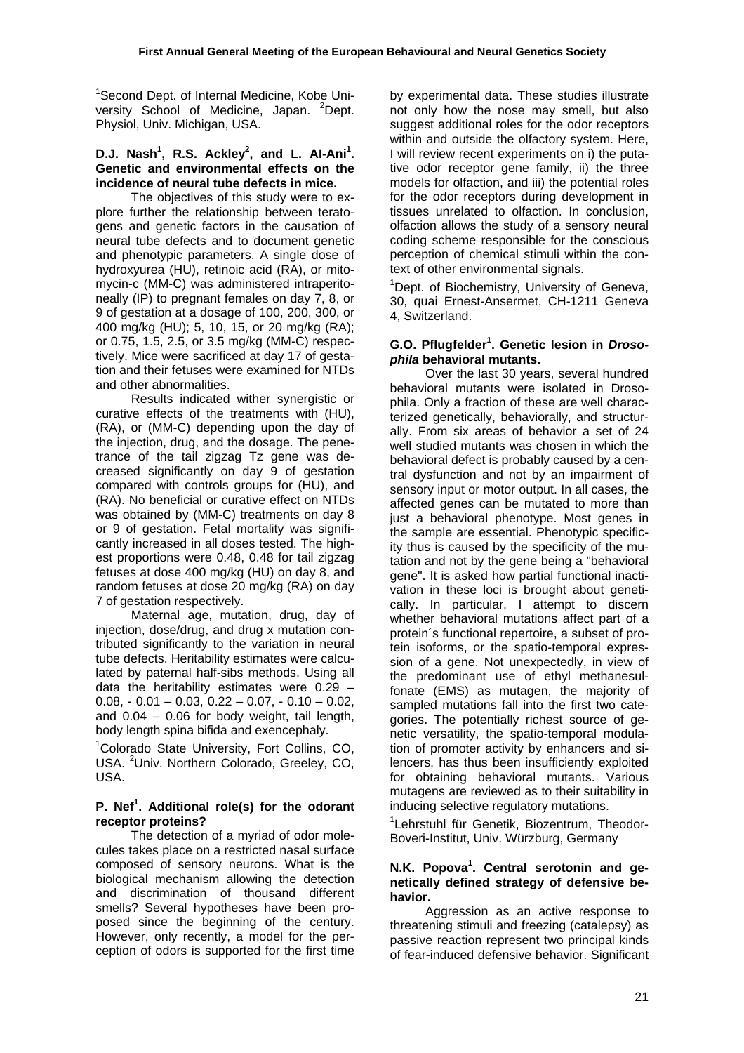[1]Second Dept. of Internal Medicine, Kobe University School of Medicine, Japan. [2]Dept. Physiol, Univ. Michigan, USA.

**D.J. Nash[1], R.S. Ackley[2], and L. Al-Ani[1]. Genetic and environmental effects on the incidence of neural tube defects in mice.**

The objectives of this study were to explore further the relationship between teratogens and genetic factors in the causation of neural tube defects and to document genetic and phenotypic parameters. A single dose of hydroxyurea (HU), retinoic acid (RA), or mitomycin-c (MM-C) was administered intraperitoneally (IP) to pregnant females on day 7, 8, or 9 of gestation at a dosage of 100, 200, 300, or 400 mg/kg (HU); 5, 10, 15, or 20 mg/kg (RA); or 0.75, 1.5, 2.5, or 3.5 mg/kg (MM-C) respectively. Mice were sacrificed at day 17 of gestation and their fetuses were examined for NTDs and other abnormalities.

Results indicated wither synergistic or curative effects of the treatments with (HU), (RA), or (MM-C) depending upon the day of the injection, drug, and the dosage. The penetrance of the tail zigzag Tz gene was decreased significantly on day 9 of gestation compared with controls groups for (HU), and (RA). No beneficial or curative effect on NTDs was obtained by (MM-C) treatments on day 8 or 9 of gestation. Fetal mortality was significantly increased in all doses tested. The highest proportions were 0.48, 0.48 for tail zigzag fetuses at dose 400 mg/kg (HU) on day 8, and random fetuses at dose 20 mg/kg (RA) on day 7 of gestation respectively.

Maternal age, mutation, drug, day of injection, dose/drug, and drug x mutation contributed significantly to the variation in neural tube defects. Heritability estimates were calculated by paternal half-sibs methods. Using all data the heritability estimates were 0.29 – 0.08, - 0.01 – 0.03, 0.22 – 0.07, - 0.10 – 0.02, and 0.04 – 0.06 for body weight, tail length, body length spina bifida and exencephaly.

[1]Colorado State University, Fort Collins, CO, USA. [2]Univ. Northern Colorado, Greeley, CO, USA.

**P. Nef[1]. Additional role(s) for the odorant receptor proteins?**

The detection of a myriad of odor molecules takes place on a restricted nasal surface composed of sensory neurons. What is the biological mechanism allowing the detection and discrimination of thousand different smells? Several hypotheses have been proposed since the beginning of the century. However, only recently, a model for the perception of odors is supported for the first time by experimental data. These studies illustrate not only how the nose may smell, but also suggest additional roles for the odor receptors within and outside the olfactory system. Here, I will review recent experiments on i) the putative odor receptor gene family, ii) the three models for olfaction, and iii) the potential roles for the odor receptors during development in tissues unrelated to olfaction. In conclusion, olfaction allows the study of a sensory neural coding scheme responsible for the conscious perception of chemical stimuli within the context of other environmental signals.

[1]Dept. of Biochemistry, University of Geneva, 30, quai Ernest-Ansermet, CH-1211 Geneva 4, Switzerland.

**G.O. Pflugfelder[1]. Genetic lesion in *Drosophila* behavioral mutants.**

Over the last 30 years, several hundred behavioral mutants were isolated in Drosophila. Only a fraction of these are well characterized genetically, behaviorally, and structurally. From six areas of behavior a set of 24 well studied mutants was chosen in which the behavioral defect is probably caused by a central dysfunction and not by an impairment of sensory input or motor output. In all cases, the affected genes can be mutated to more than just a behavioral phenotype. Most genes in the sample are essential. Phenotypic specificity thus is caused by the specificity of the mutation and not by the gene being a "behavioral gene". It is asked how partial functional inactivation in these loci is brought about genetically. In particular, I attempt to discern whether behavioral mutations affect part of a protein´s functional repertoire, a subset of protein isoforms, or the spatio-temporal expression of a gene. Not unexpectedly, in view of the predominant use of ethyl methanesulfonate (EMS) as mutagen, the majority of sampled mutations fall into the first two categories. The potentially richest source of genetic versatility, the spatio-temporal modulation of promoter activity by enhancers and silencers, has thus been insufficiently exploited for obtaining behavioral mutants. Various mutagens are reviewed as to their suitability in inducing selective regulatory mutations.

[1]Lehrstuhl für Genetik, Biozentrum, Theodor-Boveri-Institut, Univ. Würzburg, Germany

**N.K. Popova[1]. Central serotonin and genetically defined strategy of defensive behavior.**

Aggression as an active response to threatening stimuli and freezing (catalepsy) as passive reaction represent two principal kinds of fear-induced defensive behavior. Significant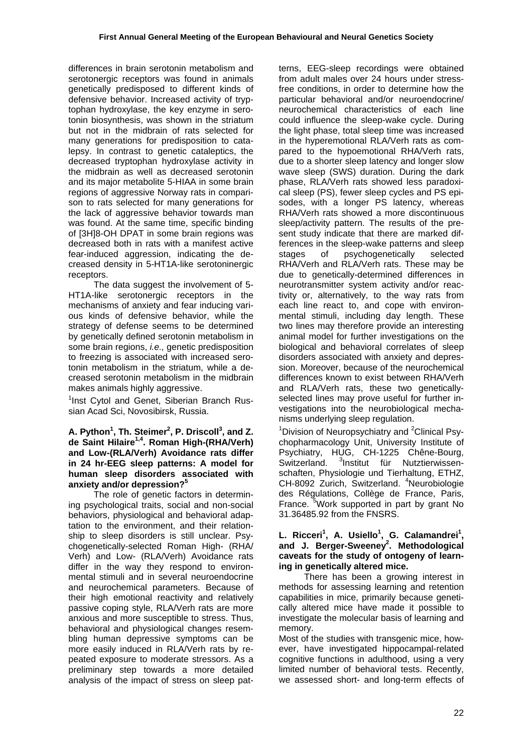differences in brain serotonin metabolism and serotonergic receptors was found in animals genetically predisposed to different kinds of defensive behavior. Increased activity of tryptophan hydroxylase, the key enzyme in serotonin biosynthesis, was shown in the striatum but not in the midbrain of rats selected for many generations for predisposition to catalepsy. In contrast to genetic cataleptics, the decreased tryptophan hydroxylase activity in the midbrain as well as decreased serotonin and its major metabolite 5-HIAA in some brain regions of aggressive Norway rats in comparison to rats selected for many generations for the lack of aggressive behavior towards man was found. At the same time, specific binding of [3H]8-OH DPAT in some brain regions was decreased both in rats with a manifest active fear-induced aggression, indicating the decreased density in 5-HT1A-like serotoninergic receptors.

The data suggest the involvement of 5-HT1A-like serotonergic receptors in the mechanisms of anxiety and fear inducing various kinds of defensive behavior, while the strategy of defense seems to be determined by genetically defined serotonin metabolism in some brain regions, *i.e.,* genetic predisposition to freezing is associated with increased serotonin metabolism in the striatum, while a decreased serotonin metabolism in the midbrain makes animals highly aggressive.

[1]Inst Cytol and Genet, Siberian Branch Russian Acad Sci, Novosibirsk, Russia.

**A. Python[1], Th. Steimer[2], P. Driscoll[3], and Z. de Saint Hilaire[1,4]. Roman High-(RHA/Verh) and Low-(RLA/Verh) Avoidance rats differ in 24 hr-EEG sleep patterns: A model for human sleep disorders associated with anxiety and/or depression?[5]**

The role of genetic factors in determining psychological traits, social and non-social behaviors, physiological and behavioral adaptation to the environment, and their relationship to sleep disorders is still unclear. Psychogenetically-selected Roman High- (RHA/ Verh) and Low- (RLA/Verh) Avoidance rats differ in the way they respond to environmental stimuli and in several neuroendocrine and neurochemical parameters. Because of their high emotional reactivity and relatively passive coping style, RLA/Verh rats are more anxious and more susceptible to stress. Thus, behavioral and physiological changes resembling human depressive symptoms can be more easily induced in RLA/Verh rats by repeated exposure to moderate stressors. As a preliminary step towards a more detailed analysis of the impact of stress on sleep patterns, EEG-sleep recordings were obtained from adult males over 24 hours under stress-free conditions, in order to determine how the particular behavioral and/or neuroendocrine/ neurochemical characteristics of each line could influence the sleep-wake cycle. During the light phase, total sleep time was increased in the hyperemotional RLA/Verh rats as compared to the hypoemotional RHA/Verh rats, due to a shorter sleep latency and longer slow wave sleep (SWS) duration. During the dark phase, RLA/Verh rats showed less paradoxical sleep (PS), fewer sleep cycles and PS episodes, with a longer PS latency, whereas RHA/Verh rats showed a more discontinuous sleep/activity pattern. The results of the present study indicate that there are marked differences in the sleep-wake patterns and sleep stages of psychogenetically selected RHA/Verh and RLA/Verh rats. These may be due to genetically-determined differences in neurotransmitter system activity and/or reactivity or, alternatively, to the way rats from each line react to, and cope with environmental stimuli, including day length. These two lines may therefore provide an interesting animal model for further investigations on the biological and behavioral correlates of sleep disorders associated with anxiety and depression. Moreover, because of the neurochemical differences known to exist between RHA/Verh and RLA/Verh rats, these two genetically-selected lines may prove useful for further investigations into the neurobiological mechanisms underlying sleep regulation.

[1]Division of Neuropsychiatry and [2]Clinical Psychopharmacology Unit, University Institute of Psychiatry, HUG, CH-1225 Chêne-Bourg, Switzerland. [3]Institut für Nutztierwissenschaften, Physiologie und Tierhaltung, ETHZ, CH-8092 Zurich, Switzerland. [4]Neurobiologie des Régulations, Collège de France, Paris, France. [5]Work supported in part by grant No 31.36485.92 from the FNSRS.

**L. Ricceri[1], A. Usiello[1], G. Calamandrei[1], and J. Berger-Sweeney[2]. Methodological caveats for the study of ontogeny of learning in genetically altered mice.**

There has been a growing interest in methods for assessing learning and retention capabilities in mice, primarily because genetically altered mice have made it possible to investigate the molecular basis of learning and memory.

Most of the studies with transgenic mice, however, have investigated hippocampal-related cognitive functions in adulthood, using a very limited number of behavioral tests. Recently, we assessed short- and long-term effects of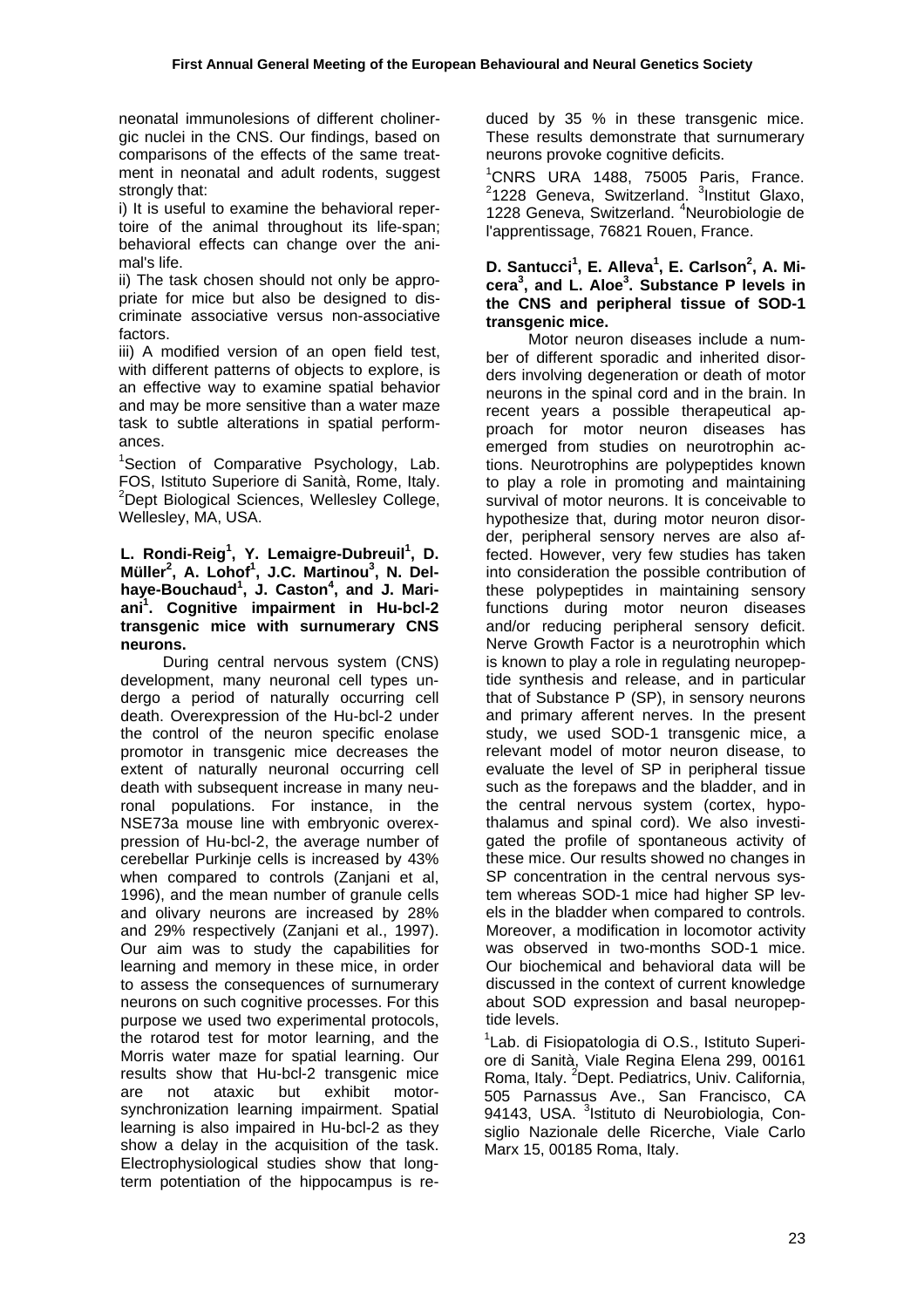neonatal immunolesions of different cholinergic nuclei in the CNS. Our findings, based on comparisons of the effects of the same treatment in neonatal and adult rodents, suggest strongly that:

i) It is useful to examine the behavioral repertoire of the animal throughout its life-span; behavioral effects can change over the animal's life.

ii) The task chosen should not only be appropriate for mice but also be designed to discriminate associative versus non-associative factors.

iii) A modified version of an open field test, with different patterns of objects to explore, is an effective way to examine spatial behavior and may be more sensitive than a water maze task to subtle alterations in spatial performances.

[1]Section of Comparative Psychology, Lab. FOS, Istituto Superiore di Sanità, Rome, Italy. [2]Dept Biological Sciences, Wellesley College, Wellesley, MA, USA.

**L. Rondi-Reig[1], Y. Lemaigre-Dubreuil[1], D. Müller[2], A. Lohof[1], J.C. Martinou[3], N. Delhaye-Bouchaud[1], J. Caston[4], and J. Mariani[1]. Cognitive impairment in Hu-bcl-2 transgenic mice with surnumerary CNS neurons.**

During central nervous system (CNS) development, many neuronal cell types undergo a period of naturally occurring cell death. Overexpression of the Hu-bcl-2 under the control of the neuron specific enolase promotor in transgenic mice decreases the extent of naturally neuronal occurring cell death with subsequent increase in many neuronal populations. For instance, in the NSE73a mouse line with embryonic overexpression of Hu-bcl-2, the average number of cerebellar Purkinje cells is increased by 43% when compared to controls (Zanjani et al, 1996), and the mean number of granule cells and olivary neurons are increased by 28% and 29% respectively (Zanjani et al., 1997). Our aim was to study the capabilities for learning and memory in these mice, in order to assess the consequences of surnumerary neurons on such cognitive processes. For this purpose we used two experimental protocols, the rotarod test for motor learning, and the Morris water maze for spatial learning. Our results show that Hu-bcl-2 transgenic mice are not ataxic but exhibit motor-synchronization learning impairment. Spatial learning is also impaired in Hu-bcl-2 as they show a delay in the acquisition of the task. Electrophysiological studies show that long-term potentiation of the hippocampus is reduced by 35 % in these transgenic mice. These results demonstrate that surnumerary neurons provoke cognitive deficits.

[1]CNRS URA 1488, 75005 Paris, France. [2]1228 Geneva, Switzerland. [3]Institut Glaxo, 1228 Geneva, Switzerland. [4]Neurobiologie de l'apprentissage, 76821 Rouen, France.

**D. Santucci[1], E. Alleva[1], E. Carlson[2], A. Micera[3], and L. Aloe[3]. Substance P levels in the CNS and peripheral tissue of SOD-1 transgenic mice.**

Motor neuron diseases include a number of different sporadic and inherited disorders involving degeneration or death of motor neurons in the spinal cord and in the brain. In recent years a possible therapeutical approach for motor neuron diseases has emerged from studies on neurotrophin actions. Neurotrophins are polypeptides known to play a role in promoting and maintaining survival of motor neurons. It is conceivable to hypothesize that, during motor neuron disorder, peripheral sensory nerves are also affected. However, very few studies has taken into consideration the possible contribution of these polypeptides in maintaining sensory functions during motor neuron diseases and/or reducing peripheral sensory deficit. Nerve Growth Factor is a neurotrophin which is known to play a role in regulating neuropeptide synthesis and release, and in particular that of Substance P (SP), in sensory neurons and primary afferent nerves. In the present study, we used SOD-1 transgenic mice, a relevant model of motor neuron disease, to evaluate the level of SP in peripheral tissue such as the forepaws and the bladder, and in the central nervous system (cortex, hypothalamus and spinal cord). We also investigated the profile of spontaneous activity of these mice. Our results showed no changes in SP concentration in the central nervous system whereas SOD-1 mice had higher SP levels in the bladder when compared to controls. Moreover, a modification in locomotor activity was observed in two-months SOD-1 mice. Our biochemical and behavioral data will be discussed in the context of current knowledge about SOD expression and basal neuropeptide levels.

[1]Lab. di Fisiopatologia di O.S., Istituto Superiore di Sanità, Viale Regina Elena 299, 00161 Roma, Italy. [2]Dept. Pediatrics, Univ. California, 505 Parnassus Ave., San Francisco, CA 94143, USA. [3]Istituto di Neurobiologia, Consiglio Nazionale delle Ricerche, Viale Carlo Marx 15, 00185 Roma, Italy.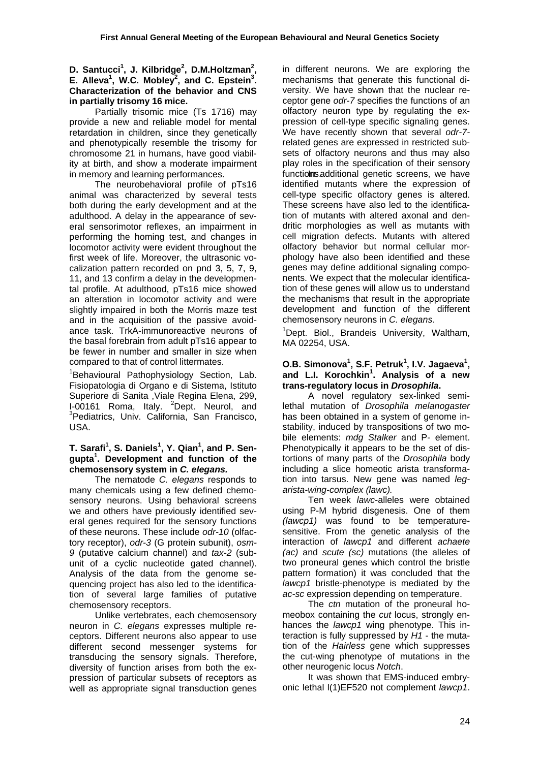**D. Santucci[1], J. Kilbridge[2], D.M.Holtzman[2], E. Alleva[1], W.C. Mobley[2], and C. Epstein[3]. Characterization of the behavior and CNS in partially trisomy 16 mice.**

Partially trisomic mice (Ts 1716) may provide a new and reliable model for mental retardation in children, since they genetically and phenotypically resemble the trisomy for chromosome 21 in humans, have good viability at birth, and show a moderate impairment in memory and learning performances.

The neurobehavioral profile of pTs16 animal was characterized by several tests both during the early development and at the adulthood. A delay in the appearance of several sensorimotor reflexes, an impairment in performing the homing test, and changes in locomotor activity were evident throughout the first week of life. Moreover, the ultrasonic vocalization pattern recorded on pnd 3, 5, 7, 9, 11, and 13 confirm a delay in the developmental profile. At adulthood, pTs16 mice showed an alteration in locomotor activity and were slightly impaired in both the Morris maze test and in the acquisition of the passive avoidance task. TrkA-immunoreactive neurons of the basal forebrain from adult pTs16 appear to be fewer in number and smaller in size when compared to that of control littermates.

[1]Behavioural Pathophysiology Section, Lab. Fisiopatologia di Organo e di Sistema, Istituto Superiore di Sanita ,Viale Regina Elena, 299, I-00161 Roma, Italy. [2]Dept. Neurol, and [3]Pediatrics, Univ. California, San Francisco, USA.

**T. Sarafi[1], S. Daniels[1], Y. Qian[1], and P. Sengupta[1]. Development and function of the chemosensory system in *C. elegans*.**

The nematode *C. elegans* responds to many chemicals using a few defined chemosensory neurons. Using behavioral screens we and others have previously identified several genes required for the sensory functions of these neurons. These include *odr-10* (olfactory receptor), *odr-3* (G protein subunit), *osm-9* (putative calcium channel) and *tax-2* (subunit of a cyclic nucleotide gated channel). Analysis of the data from the genome sequencing project has also led to the identification of several large families of putative chemosensory receptors.

Unlike vertebrates, each chemosensory neuron in *C. elegans* expresses multiple receptors. Different neurons also appear to use different second messenger systems for transducing the sensory signals. Therefore, diversity of function arises from both the expression of particular subsets of receptors as well as appropriate signal transduction genes in different neurons. We are exploring the mechanisms that generate this functional diversity. We have shown that the nuclear receptor gene *odr-7* specifies the functions of an olfactory neuron type by regulating the expression of cell-type specific signaling genes. We have recently shown that several *odr-7*-related genes are expressed in restricted subsets of olfactory neurons and thus may also play roles in the specification of their sensory functions. In additional genetic screens, we have identified mutants where the expression of cell-type specific olfactory genes is altered. These screens have also led to the identification of mutants with altered axonal and dendritic morphologies as well as mutants with cell migration defects. Mutants with altered olfactory behavior but normal cellular morphology have also been identified and these genes may define additional signaling components. We expect that the molecular identification of these genes will allow us to understand the mechanisms that result in the appropriate development and function of the different chemosensory neurons in *C. elegans*.

[1]Dept. Biol., Brandeis University, Waltham, MA 02254, USA.

**O.B. Simonova[1], S.F. Petruk[1], I.V. Jagaeva[1], and L.I. Korochkin[1]. Analysis of a new trans-regulatory locus in *Drosophila*.**

A novel regulatory sex-linked semi-lethal mutation of *Drosophila melanogaster* has been obtained in a system of genome instability, induced by transpositions of two mobile elements: *mdg Stalker* and P- element. Phenotypically it appears to be the set of distortions of many parts of the *Drosophila* body including a slice homeotic arista transformation into tarsus. New gene was named *leg-arista-wing-complex (lawc).*

Ten week *lawc*-alleles were obtained using P-M hybrid disgenesis. One of them *(lawcp1)* was found to be temperature-sensitive. From the genetic analysis of the interaction of *lawcp1* and different *achaete (ac)* and *scute (sc)* mutations (the alleles of two proneural genes which control the bristle pattern formation) it was concluded that the *lawcp1* bristle-phenotype is mediated by the *ac-sc* expression depending on temperature.

The *ctn* mutation of the proneural homeobox containing the *cut* locus, strongly enhances the *lawcp1* wing phenotype. This interaction is fully suppressed by *H1* - the mutation of the *Hairless* gene which suppresses the cut-wing phenotype of mutations in the other neurogenic locus *Notch*.

It was shown that EMS-induced embryonic lethal l(1)EF520 not complement *lawcp1*.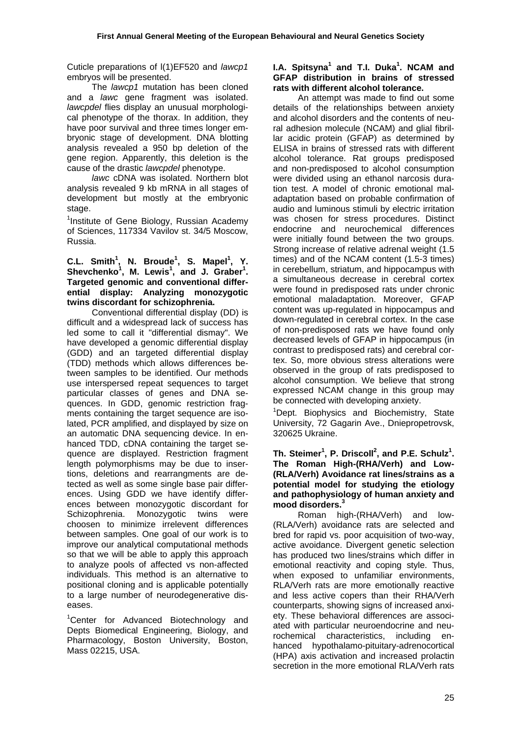Cuticle preparations of l(1)EF520 and *lawcp1* embryos will be presented.

The *lawcp1* mutation has been cloned and a *lawc* gene fragment was isolated. *lawcpdel* flies display an unusual morphological phenotype of the thorax. In addition, they have poor survival and three times longer embryonic stage of development. DNA blotting analysis revealed a 950 bp deletion of the gene region. Apparently, this deletion is the cause of the drastic *lawcpdel* phenotype.

*lawc* cDNA was isolated. Northern blot analysis revealed 9 kb mRNA in all stages of development but mostly at the embryonic stage.

[1]Institute of Gene Biology, Russian Academy of Sciences, 117334 Vavilov st. 34/5 Moscow, Russia.

**C.L. Smith[1], N. Broude[1], S. Mapel[1], Y. Shevchenko[1], M. Lewis[1], and J. Graber[1]. Targeted genomic and conventional differential display: Analyzing monozygotic twins discordant for schizophrenia.**

Conventional differential display (DD) is difficult and a widespread lack of success has led some to call it "differential dismay". We have developed a genomic differential display (GDD) and an targeted differential display (TDD) methods which allows differences between samples to be identified. Our methods use interspersed repeat sequences to target particular classes of genes and DNA sequences. In GDD, genomic restriction fragments containing the target sequence are isolated, PCR amplified, and displayed by size on an automatic DNA sequencing device. In enhanced TDD, cDNA containing the target sequence are displayed. Restriction fragment length polymorphisms may be due to insertions, deletions and rearrangments are detected as well as some single base pair differences. Using GDD we have identify differences between monozygotic discordant for Schizophrenia. Monozygotic twins were choosen to minimize irrelevent differences between samples. One goal of our work is to improve our analytical computational methods so that we will be able to apply this approach to analyze pools of affected vs non-affected individuals. This method is an alternative to positional cloning and is applicable potentially to a large number of neurodegenerative diseases.

[1]Center for Advanced Biotechnology and Depts Biomedical Engineering, Biology, and Pharmacology, Boston University, Boston, Mass 02215, USA.

**I.A. Spitsyna[1] and T.I. Duka[1]. NCAM and GFAP distribution in brains of stressed rats with different alcohol tolerance.**

An attempt was made to find out some details of the relationships between anxiety and alcohol disorders and the contents of neural adhesion molecule (NCAM) and glial fibrillar acidic protein (GFAP) as determined by ELISA in brains of stressed rats with different alcohol tolerance. Rat groups predisposed and non-predisposed to alcohol consumption were divided using an ethanol narcosis duration test. A model of chronic emotional maladaptation based on probable confirmation of audio and luminous stimuli by electric irritation was chosen for stress procedures. Distinct endocrine and neurochemical differences were initially found between the two groups. Strong increase of relative adrenal weight (1.5 times) and of the NCAM content (1.5-3 times) in cerebellum, striatum, and hippocampus with a simultaneous decrease in cerebral cortex were found in predisposed rats under chronic emotional maladaptation. Moreover, GFAP content was up-regulated in hippocampus and down-regulated in cerebral cortex. In the case of non-predisposed rats we have found only decreased levels of GFAP in hippocampus (in contrast to predisposed rats) and cerebral cortex. So, more obvious stress alterations were observed in the group of rats predisposed to alcohol consumption. We believe that strong expressed NCAM change in this group may be connected with developing anxiety.

[1]Dept. Biophysics and Biochemistry, State University, 72 Gagarin Ave., Dniepropetrovsk, 320625 Ukraine.

**Th. Steimer[1], P. Driscoll[2], and P.E. Schulz[1]. The Roman High-(RHA/Verh) and Low-(RLA/Verh) Avoidance rat lines/strains as a potential model for studying the etiology and pathophysiology of human anxiety and mood disorders.[3]**

Roman high-(RHA/Verh) and low-(RLA/Verh) avoidance rats are selected and bred for rapid vs. poor acquisition of two-way, active avoidance. Divergent genetic selection has produced two lines/strains which differ in emotional reactivity and coping style. Thus, when exposed to unfamiliar environments, RLA/Verh rats are more emotionally reactive and less active copers than their RHA/Verh counterparts, showing signs of increased anxiety. These behavioral differences are associated with particular neuroendocrine and neurochemical characteristics, including enhanced hypothalamo-pituitary-adrenocortical (HPA) axis activation and increased prolactin secretion in the more emotional RLA/Verh rats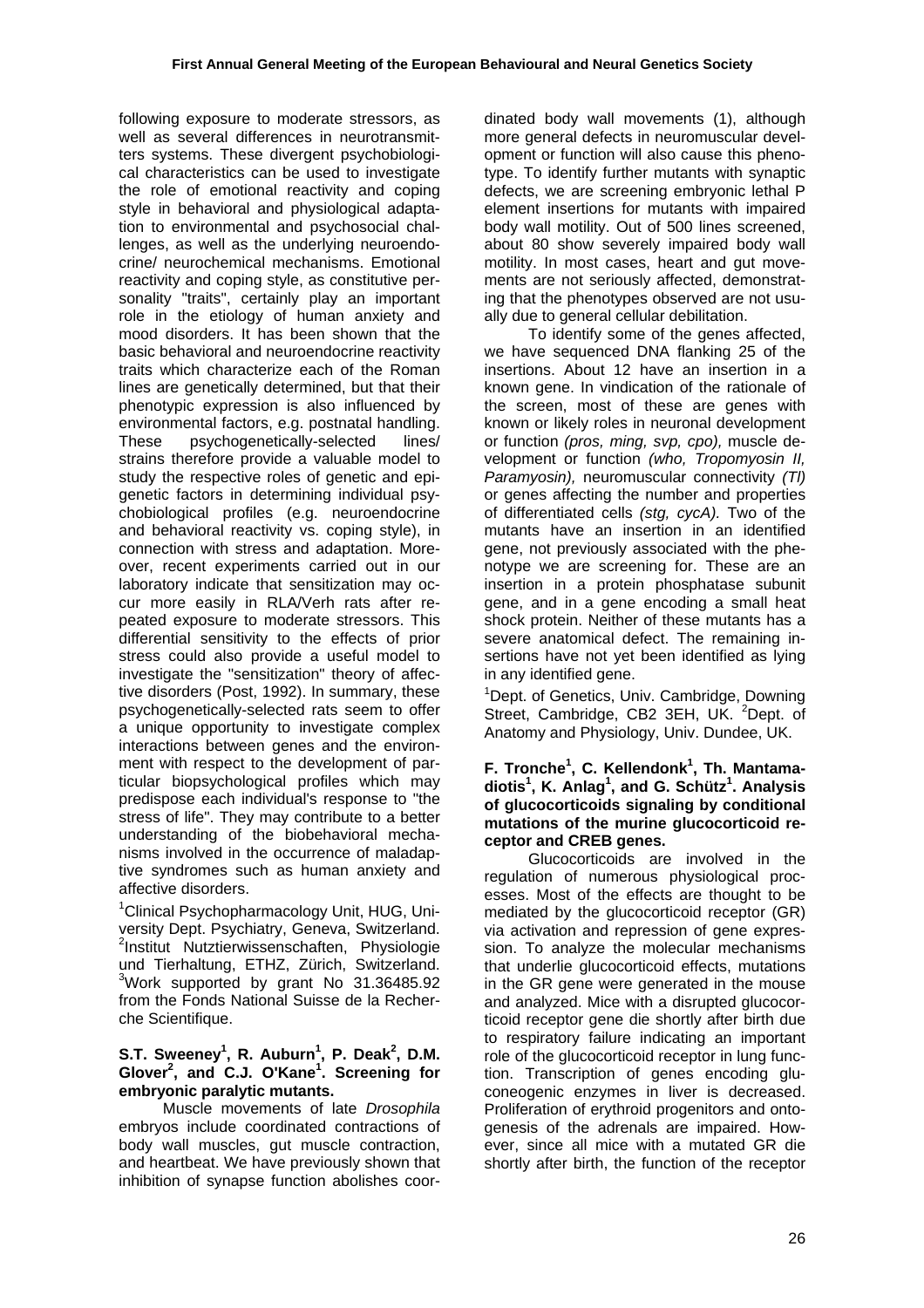following exposure to moderate stressors, as well as several differences in neurotransmitters systems. These divergent psychobiological characteristics can be used to investigate the role of emotional reactivity and coping style in behavioral and physiological adaptation to environmental and psychosocial challenges, as well as the underlying neuroendocrine/ neurochemical mechanisms. Emotional reactivity and coping style, as constitutive personality "traits", certainly play an important role in the etiology of human anxiety and mood disorders. It has been shown that the basic behavioral and neuroendocrine reactivity traits which characterize each of the Roman lines are genetically determined, but that their phenotypic expression is also influenced by environmental factors, e.g. postnatal handling. These psychogenetically-selected lines/ strains therefore provide a valuable model to study the respective roles of genetic and epigenetic factors in determining individual psychobiological profiles (e.g. neuroendocrine and behavioral reactivity vs. coping style), in connection with stress and adaptation. Moreover, recent experiments carried out in our laboratory indicate that sensitization may occur more easily in RLA/Verh rats after repeated exposure to moderate stressors. This differential sensitivity to the effects of prior stress could also provide a useful model to investigate the "sensitization" theory of affective disorders (Post, 1992). In summary, these psychogenetically-selected rats seem to offer a unique opportunity to investigate complex interactions between genes and the environment with respect to the development of particular biopsychological profiles which may predispose each individual's response to "the stress of life". They may contribute to a better understanding of the biobehavioral mechanisms involved in the occurrence of maladaptive syndromes such as human anxiety and affective disorders.

[1]Clinical Psychopharmacology Unit, HUG, University Dept. Psychiatry, Geneva, Switzerland. [2]Institut Nutztierwissenschaften, Physiologie und Tierhaltung, ETHZ, Zürich, Switzerland. [3]Work supported by grant No 31.36485.92 from the Fonds National Suisse de la Recherche Scientifique.

**S.T. Sweeney[1], R. Auburn[1], P. Deak[2], D.M. Glover[2], and C.J. O'Kane[1]. Screening for embryonic paralytic mutants.**

Muscle movements of late *Drosophila* embryos include coordinated contractions of body wall muscles, gut muscle contraction, and heartbeat. We have previously shown that inhibition of synapse function abolishes coordinated body wall movements (1), although more general defects in neuromuscular development or function will also cause this phenotype. To identify further mutants with synaptic defects, we are screening embryonic lethal P element insertions for mutants with impaired body wall motility. Out of 500 lines screened, about 80 show severely impaired body wall motility. In most cases, heart and gut movements are not seriously affected, demonstrating that the phenotypes observed are not usually due to general cellular debilitation.

To identify some of the genes affected, we have sequenced DNA flanking 25 of the insertions. About 12 have an insertion in a known gene. In vindication of the rationale of the screen, most of these are genes with known or likely roles in neuronal development or function *(pros, ming, svp, cpo),* muscle development or function *(who, Tropomyosin II, Paramyosin),* neuromuscular connectivity *(Tl)* or genes affecting the number and properties of differentiated cells *(stg, cycA).* Two of the mutants have an insertion in an identified gene, not previously associated with the phenotype we are screening for. These are an insertion in a protein phosphatase subunit gene, and in a gene encoding a small heat shock protein. Neither of these mutants has a severe anatomical defect. The remaining insertions have not yet been identified as lying in any identified gene.

[1]Dept. of Genetics, Univ. Cambridge, Downing Street, Cambridge, CB2 3EH, UK. [2]Dept. of Anatomy and Physiology, Univ. Dundee, UK.

**F. Tronche[1], C. Kellendonk[1], Th. Mantamadiotis[1], K. Anlag[1], and G. Schütz[1]. Analysis of glucocorticoids signaling by conditional mutations of the murine glucocorticoid receptor and CREB genes.**

Glucocorticoids are involved in the regulation of numerous physiological processes. Most of the effects are thought to be mediated by the glucocorticoid receptor (GR) via activation and repression of gene expression. To analyze the molecular mechanisms that underlie glucocorticoid effects, mutations in the GR gene were generated in the mouse and analyzed. Mice with a disrupted glucocorticoid receptor gene die shortly after birth due to respiratory failure indicating an important role of the glucocorticoid receptor in lung function. Transcription of genes encoding gluconeogenic enzymes in liver is decreased. Proliferation of erythroid progenitors and ontogenesis of the adrenals are impaired. However, since all mice with a mutated GR die shortly after birth, the function of the receptor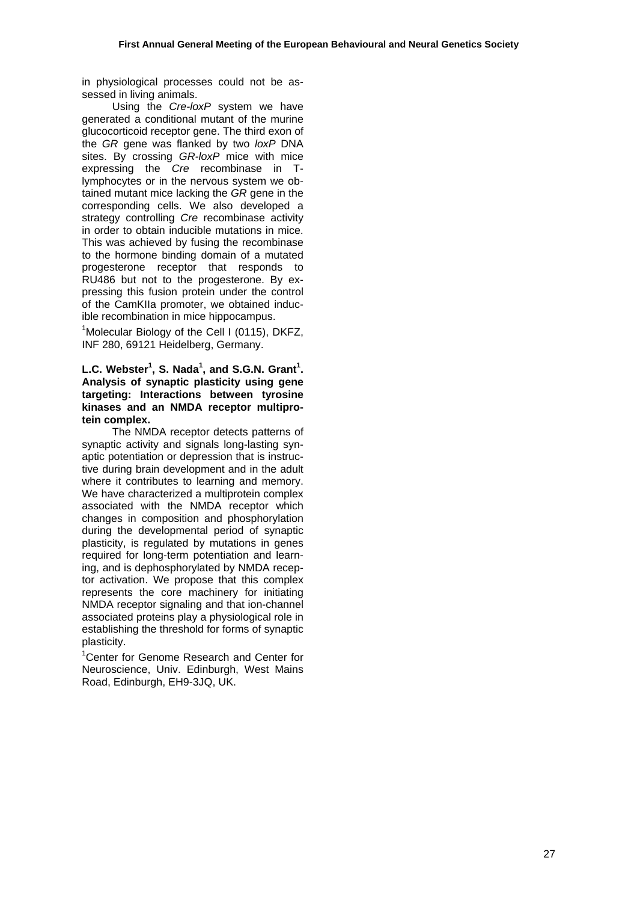in physiological processes could not be assessed in living animals.

Using the *Cre-loxP* system we have generated a conditional mutant of the murine glucocorticoid receptor gene. The third exon of the *GR* gene was flanked by two *loxP* DNA sites. By crossing *GR-loxP* mice with mice expressing the *Cre* recombinase in T-lymphocytes or in the nervous system we obtained mutant mice lacking the *GR* gene in the corresponding cells. We also developed a strategy controlling *Cre* recombinase activity in order to obtain inducible mutations in mice. This was achieved by fusing the recombinase to the hormone binding domain of a mutated progesterone receptor that responds to RU486 but not to the progesterone. By expressing this fusion protein under the control of the CamKIIa promoter, we obtained inducible recombination in mice hippocampus.

[1]Molecular Biology of the Cell I (0115), DKFZ, INF 280, 69121 Heidelberg, Germany.

**L.C. Webster[1], S. Nada[1], and S.G.N. Grant[1]. Analysis of synaptic plasticity using gene targeting: Interactions between tyrosine kinases and an NMDA receptor multiprotein complex.**

The NMDA receptor detects patterns of synaptic activity and signals long-lasting synaptic potentiation or depression that is instructive during brain development and in the adult where it contributes to learning and memory. We have characterized a multiprotein complex associated with the NMDA receptor which changes in composition and phosphorylation during the developmental period of synaptic plasticity, is regulated by mutations in genes required for long-term potentiation and learning, and is dephosphorylated by NMDA receptor activation. We propose that this complex represents the core machinery for initiating NMDA receptor signaling and that ion-channel associated proteins play a physiological role in establishing the threshold for forms of synaptic plasticity.

[1]Center for Genome Research and Center for Neuroscience, Univ. Edinburgh, West Mains Road, Edinburgh, EH9-3JQ, UK.